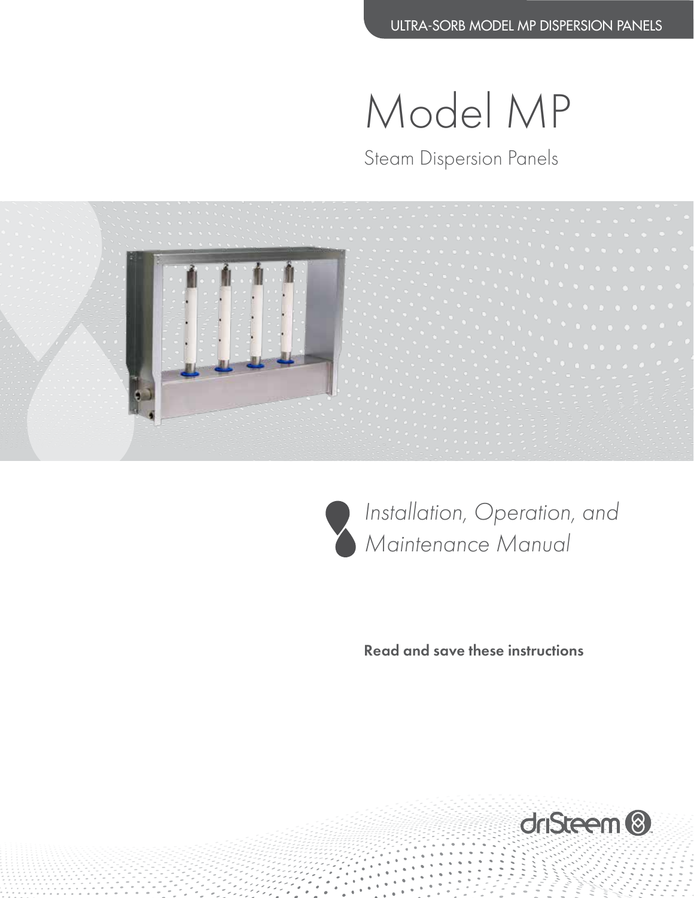ULTRA-SORB MODEL MP DISPERSION PANELS

# Model MP

## Steam Dispersion Panels

*Installation, Operation, and Maintenance Manual*

**Read and save these instructions**

driSteem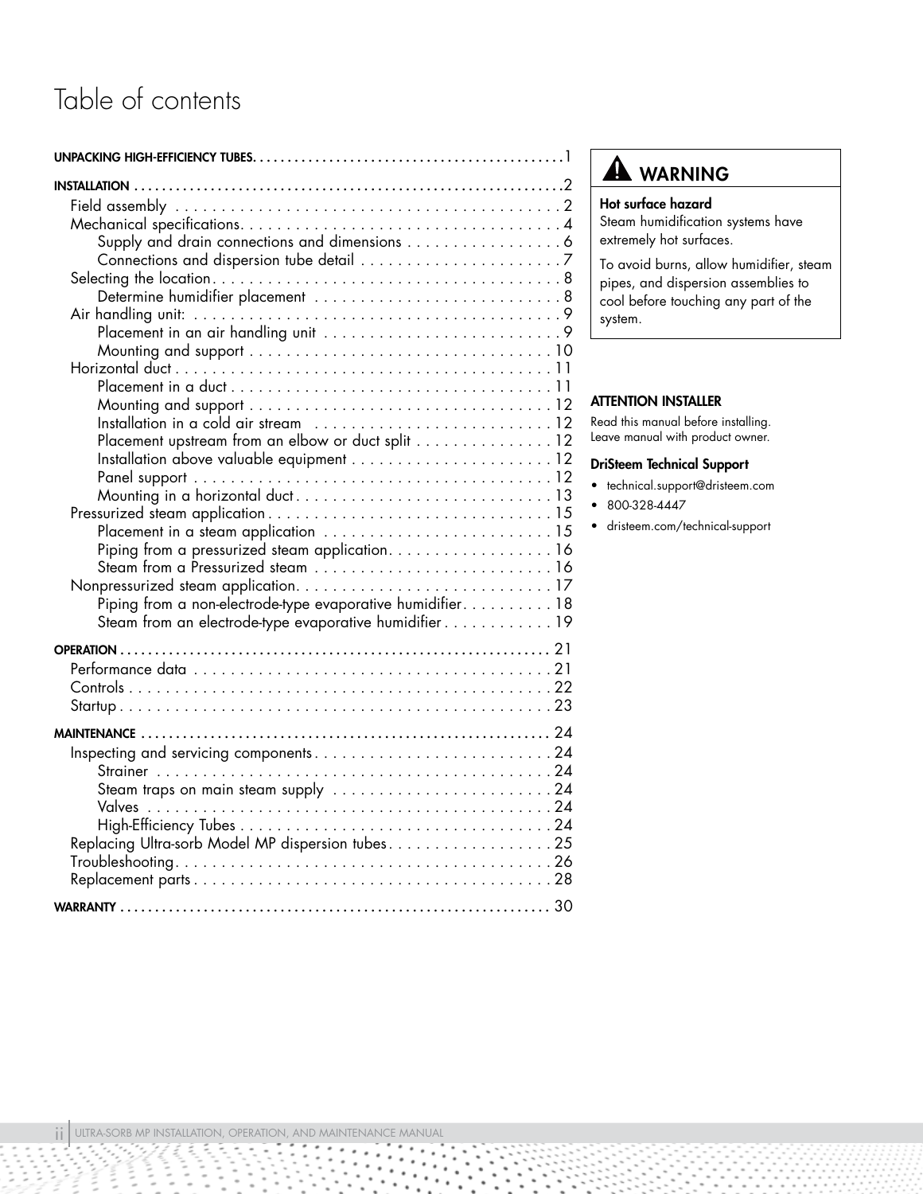# Table of contents

- UNPACKING HIGH-EFFICIENCY TUBES ... 1
- INSTALLATION ... 2
  - Field assembly ... 2
  - Mechanical specifications ... 4
    - Supply and drain connections and dimensions ... 6
    - Connections and dispersion tube detail ... 7
  - Selecting the location ... 8
    - Determine humidifier placement ... 8
  - Air handling unit: ... 9
    - Placement in an air handling unit ... 9
    - Mounting and support ... 10
  - Horizontal duct ... 11
    - Placement in a duct ... 11
    - Mounting and support ... 12
    - Installation in a cold air stream ... 12
    - Placement upstream from an elbow or duct split ... 12
    - Installation above valuable equipment ... 12
    - Panel support ... 12
    - Mounting in a horizontal duct ... 13
  - Pressurized steam application ... 15
    - Placement in a steam application ... 15
    - Piping from a pressurized steam application ... 16
    - Steam from a Pressurized steam ... 16
  - Nonpressurized steam application ... 17
    - Piping from a non-electrode-type evaporative humidifier ... 18
    - Steam from an electrode-type evaporative humidifier ... 19
- OPERATION ... 21
  - Performance data ... 21
  - Controls ... 22
  - Startup ... 23
- MAINTENANCE ... 24
  - Inspecting and servicing components ... 24
    - Strainer ... 24
    - Steam traps on main steam supply ... 24
    - Valves ... 24
    - High-Efficiency Tubes ... 24
  - Replacing Ultra-sorb Model MP dispersion tubes ... 25
  - Troubleshooting ... 26
  - Replacement parts ... 28
- WARRANTY ... 30

## ⚠ WARNING

**Hot surface hazard**
Steam humidification systems have extremely hot surfaces.

To avoid burns, allow humidifier, steam pipes, and dispersion assemblies to cool before touching any part of the system.

**ATTENTION INSTALLER**

Read this manual before installing.
Leave manual with product owner.

**DriSteem Technical Support**

- technical.support@dristeem.com
- 800-328-4447
- dristeem.com/technical-support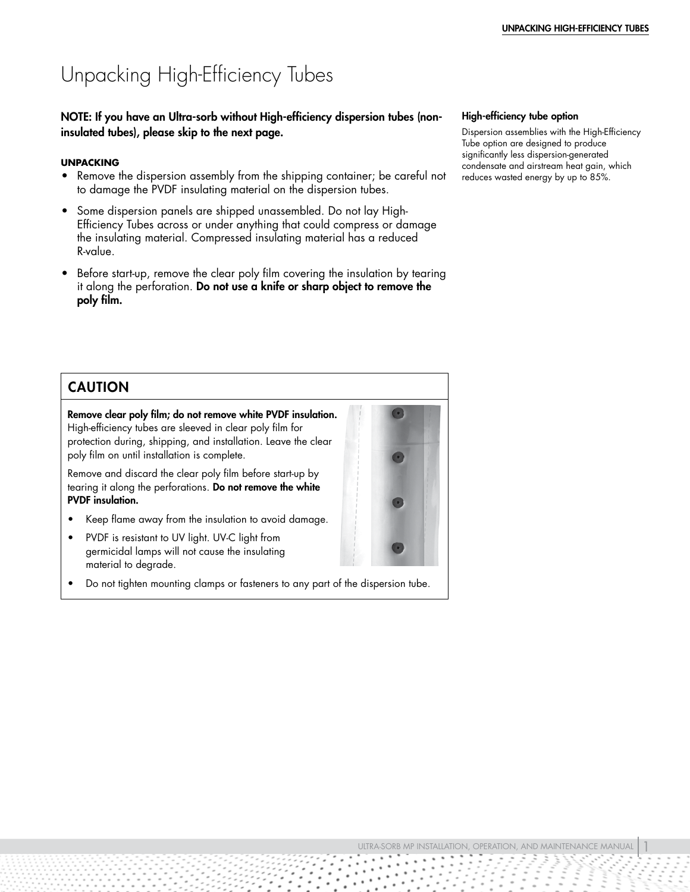# Unpacking High-Efficiency Tubes

**NOTE: If you have an Ultra-sorb without High-efficiency dispersion tubes (non-insulated tubes), please skip to the next page.**

**UNPACKING**

- Remove the dispersion assembly from the shipping container; be careful not to damage the PVDF insulating material on the dispersion tubes.
- Some dispersion panels are shipped unassembled. Do not lay High-Efficiency Tubes across or under anything that could compress or damage the insulating material. Compressed insulating material has a reduced R-value.
- Before start-up, remove the clear poly film covering the insulation by tearing it along the perforation. **Do not use a knife or sharp object to remove the poly film.**

**High-efficiency tube option**

Dispersion assemblies with the High-Efficiency Tube option are designed to produce significantly less dispersion-generated condensate and airstream heat gain, which reduces wasted energy by up to 85%.

## CAUTION

**Remove clear poly film; do not remove white PVDF insulation.** High-efficiency tubes are sleeved in clear poly film for protection during, shipping, and installation. Leave the clear poly film on until installation is complete.

Remove and discard the clear poly film before start-up by tearing it along the perforations. **Do not remove the white PVDF insulation.**

- Keep flame away from the insulation to avoid damage.
- PVDF is resistant to UV light. UV-C light from germicidal lamps will not cause the insulating material to degrade.
- Do not tighten mounting clamps or fasteners to any part of the dispersion tube.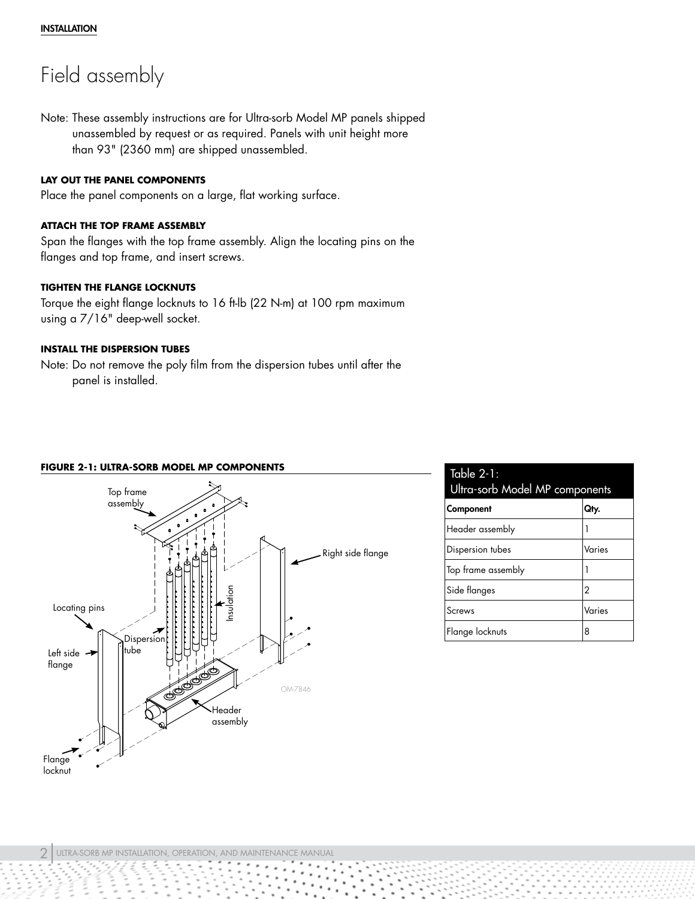# Field assembly

Note: These assembly instructions are for Ultra-sorb Model MP panels shipped unassembled by request or as required. Panels with unit height more than 93" (2360 mm) are shipped unassembled.

**LAY OUT THE PANEL COMPONENTS**

Place the panel components on a large, flat working surface.

**ATTACH THE TOP FRAME ASSEMBLY**

Span the flanges with the top frame assembly. Align the locating pins on the flanges and top frame, and insert screws.

**TIGHTEN THE FLANGE LOCKNUTS**

Torque the eight flange locknuts to 16 ft-lb (22 N-m) at 100 rpm maximum using a 7/16" deep-well socket.

**INSTALL THE DISPERSION TUBES**

Note: Do not remove the poly film from the dispersion tubes until after the panel is installed.

**FIGURE 2-1: ULTRA-SORB MODEL MP COMPONENTS**

Top frame assembly, Right side flange, Locating pins, Insulation, Dispersion tube, Left side flange, Header assembly, Flange locknut, OM-7846

| Table 2-1: Ultra-sorb Model MP components | |
|---|---|
| **Component** | **Qty.** |
| Header assembly | 1 |
| Dispersion tubes | Varies |
| Top frame assembly | 1 |
| Side flanges | 2 |
| Screws | Varies |
| Flange locknuts | 8 |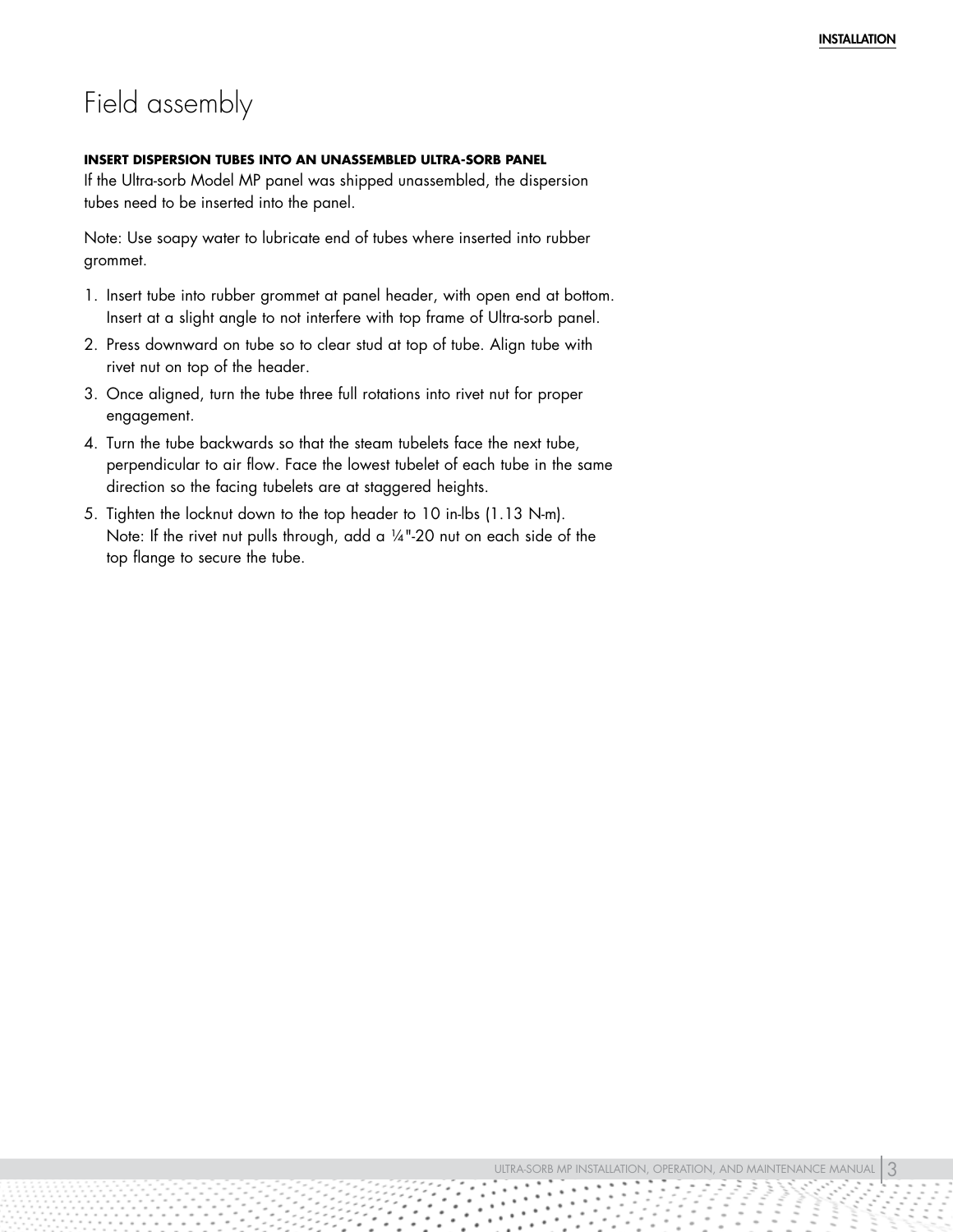# Field assembly

**INSERT DISPERSION TUBES INTO AN UNASSEMBLED ULTRA-SORB PANEL**

If the Ultra-sorb Model MP panel was shipped unassembled, the dispersion tubes need to be inserted into the panel.

Note: Use soapy water to lubricate end of tubes where inserted into rubber grommet.

1. Insert tube into rubber grommet at panel header, with open end at bottom. Insert at a slight angle to not interfere with top frame of Ultra-sorb panel.
2. Press downward on tube so to clear stud at top of tube. Align tube with rivet nut on top of the header.
3. Once aligned, turn the tube three full rotations into rivet nut for proper engagement.
4. Turn the tube backwards so that the steam tubelets face the next tube, perpendicular to air flow. Face the lowest tubelet of each tube in the same direction so the facing tubelets are at staggered heights.
5. Tighten the locknut down to the top header to 10 in-lbs (1.13 N-m). Note: If the rivet nut pulls through, add a ¼"-20 nut on each side of the top flange to secure the tube.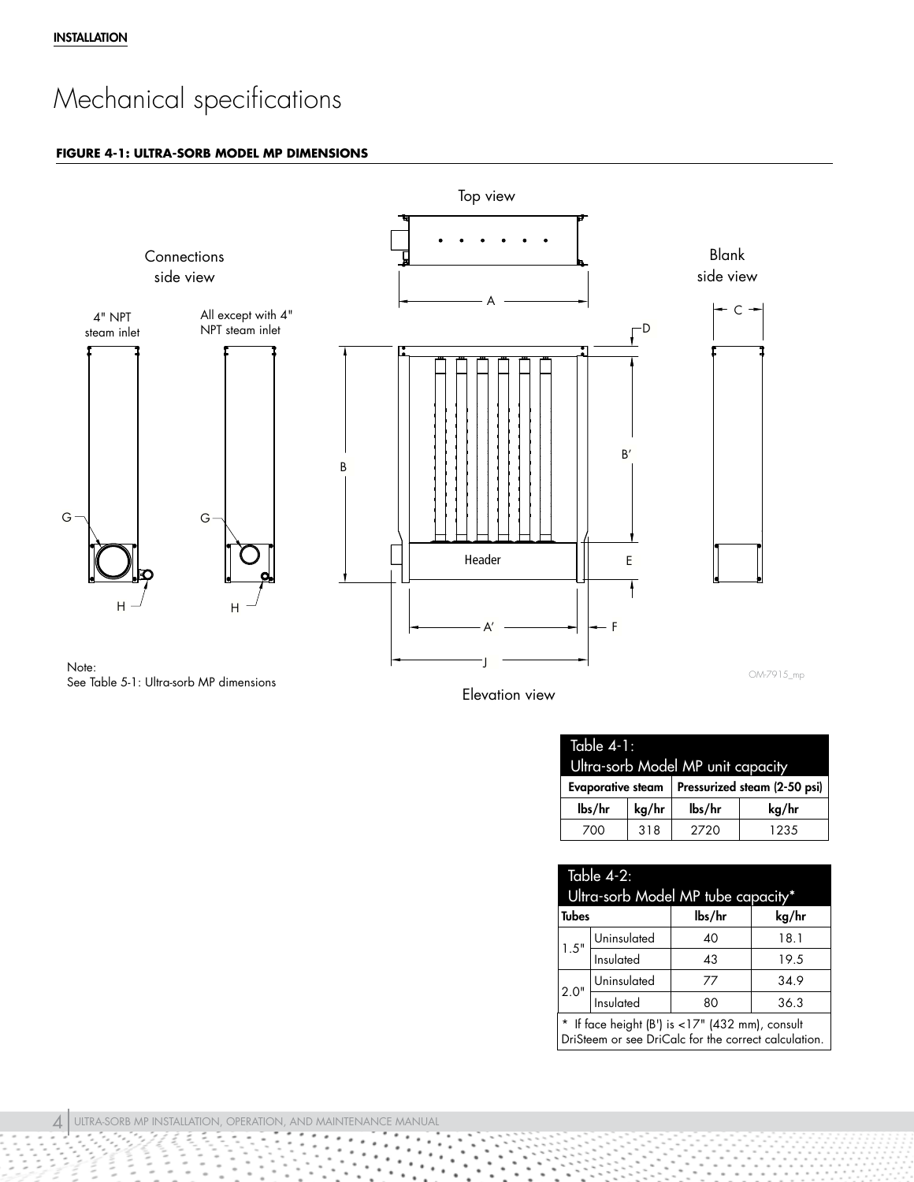INSTALLATION

# Mechanical specifications

**FIGURE 4-1: ULTRA-SORB MODEL MP DIMENSIONS**

Top view

Connections side view

4" NPT steam inlet

All except with 4" NPT steam inlet

Blank side view

Elevation view

Header

Note:
See Table 5-1: Ultra-sorb MP dimensions

OM-7915_mp

| Table 4-1: Ultra-sorb Model MP unit capacity | | | |
|---|---|---|---|
| Evaporative steam | | Pressurized steam (2-50 psi) | |
| lbs/hr | kg/hr | lbs/hr | kg/hr |
| 700 | 318 | 2720 | 1235 |

| Table 4-2: Ultra-sorb Model MP tube capacity* | | | |
|---|---|---|---|
| Tubes | | lbs/hr | kg/hr |
| 1.5" | Uninsulated | 40 | 18.1 |
| | Insulated | 43 | 19.5 |
| 2.0" | Uninsulated | 77 | 34.9 |
| | Insulated | 80 | 36.3 |

\* If face height (B') is <17" (432 mm), consult DriSteem or see DriCalc for the correct calculation.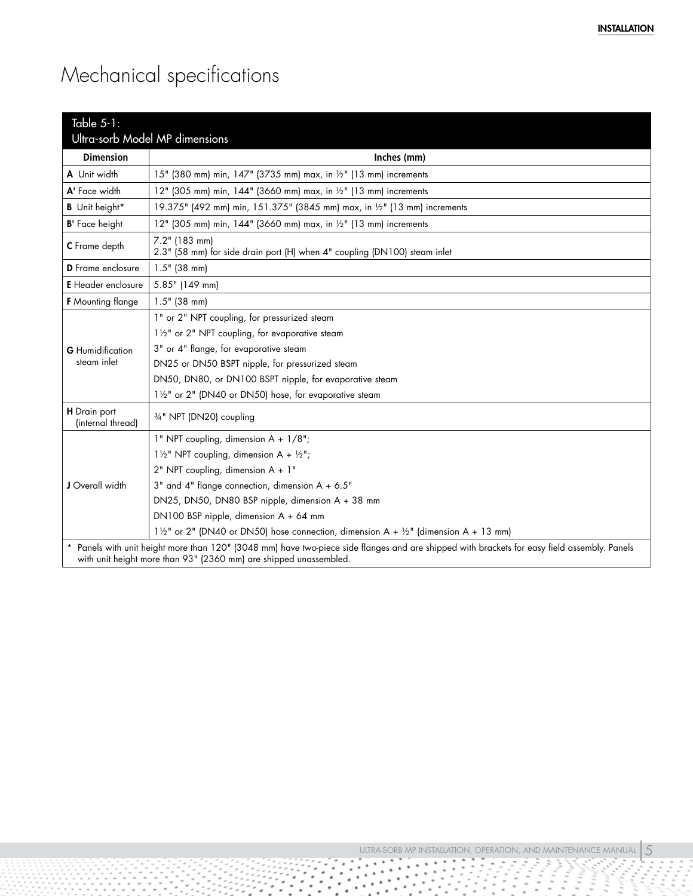# Mechanical specifications

Table 5-1:
Ultra-sorb Model MP dimensions

| Dimension | Inches (mm) |
|---|---|
| **A** Unit width | 15" (380 mm) min, 147" (3735 mm) max, in ½" (13 mm) increments |
| **A'** Face width | 12" (305 mm) min, 144" (3660 mm) max, in ½" (13 mm) increments |
| **B** Unit height* | 19.375" (492 mm) min, 151.375" (3845 mm) max, in ½" (13 mm) increments |
| **B'** Face height | 12" (305 mm) min, 144" (3660 mm) max, in ½" (13 mm) increments |
| **C** Frame depth | 7.2" (183 mm)<br>2.3" (58 mm) for side drain port (H) when 4" coupling (DN100) steam inlet |
| **D** Frame enclosure | 1.5" (38 mm) |
| **E** Header enclosure | 5.85" (149 mm) |
| **F** Mounting flange | 1.5" (38 mm) |
| **G** Humidification steam inlet | 1" or 2" NPT coupling, for pressurized steam<br>1½" or 2" NPT coupling, for evaporative steam<br>3" or 4" flange, for evaporative steam<br>DN25 or DN50 BSPT nipple, for pressurized steam<br>DN50, DN80, or DN100 BSPT nipple, for evaporative steam<br>1½" or 2" (DN40 or DN50) hose, for evaporative steam |
| **H** Drain port (internal thread) | ¾" NPT (DN20) coupling |
| **J** Overall width | 1" NPT coupling, dimension A + 1/8";<br>1½" NPT coupling, dimension A + ½";<br>2" NPT coupling, dimension A + 1"<br>3" and 4" flange connection, dimension A + 6.5"<br>DN25, DN50, DN80 BSP nipple, dimension A + 38 mm<br>DN100 BSP nipple, dimension A + 64 mm<br>1½" or 2" (DN40 or DN50) hose connection, dimension A + ½" (dimension A + 13 mm) |

\* Panels with unit height more than 120" (3048 mm) have two-piece side flanges and are shipped with brackets for easy field assembly. Panels with unit height more than 93" (2360 mm) are shipped unassembled.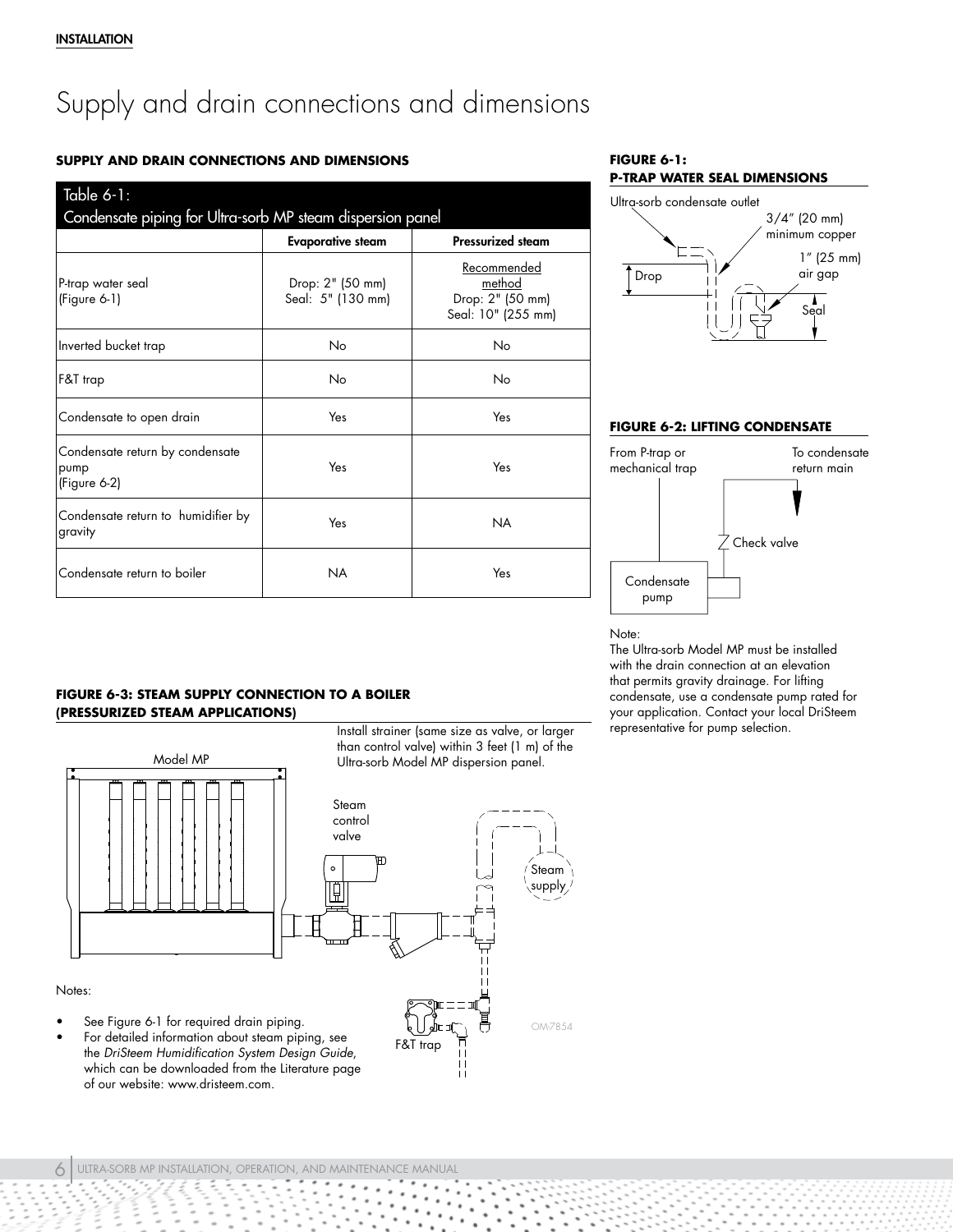# Supply and drain connections and dimensions

**SUPPLY AND DRAIN CONNECTIONS AND DIMENSIONS**

| Table 6-1: Condensate piping for Ultra-sorb MP steam dispersion panel | | |
|---|---|---|
| | **Evaporative steam** | **Pressurized steam** |
| P-trap water seal (Figure 6-1) | Drop: 2" (50 mm) Seal: 5" (130 mm) | Recommended method Drop: 2" (50 mm) Seal: 10" (255 mm) |
| Inverted bucket trap | No | No |
| F&T trap | No | No |
| Condensate to open drain | Yes | Yes |
| Condensate return by condensate pump (Figure 6-2) | Yes | Yes |
| Condensate return to humidifier by gravity | Yes | NA |
| Condensate return to boiler | NA | Yes |

**FIGURE 6-1: P-TRAP WATER SEAL DIMENSIONS**

Ultra-sorb condensate outlet

3/4" (20 mm) minimum copper

1" (25 mm) air gap

Drop

Seal

**FIGURE 6-2: LIFTING CONDENSATE**

From P-trap or mechanical trap

To condensate return main

Check valve

Condensate pump

Note:
The Ultra-sorb Model MP must be installed with the drain connection at an elevation that permits gravity drainage. For lifting condensate, use a condensate pump rated for your application. Contact your local DriSteem representative for pump selection.

**FIGURE 6-3: STEAM SUPPLY CONNECTION TO A BOILER (PRESSURIZED STEAM APPLICATIONS)**

Model MP

Install strainer (same size as valve, or larger than control valve) within 3 feet (1 m) of the Ultra-sorb Model MP dispersion panel.

Steam control valve

Steam supply

F&T trap

OM-7854

Notes:

- See Figure 6-1 for required drain piping.
- For detailed information about steam piping, see the *DriSteem Humidification System Design Guide*, which can be downloaded from the Literature page of our website: www.dristeem.com.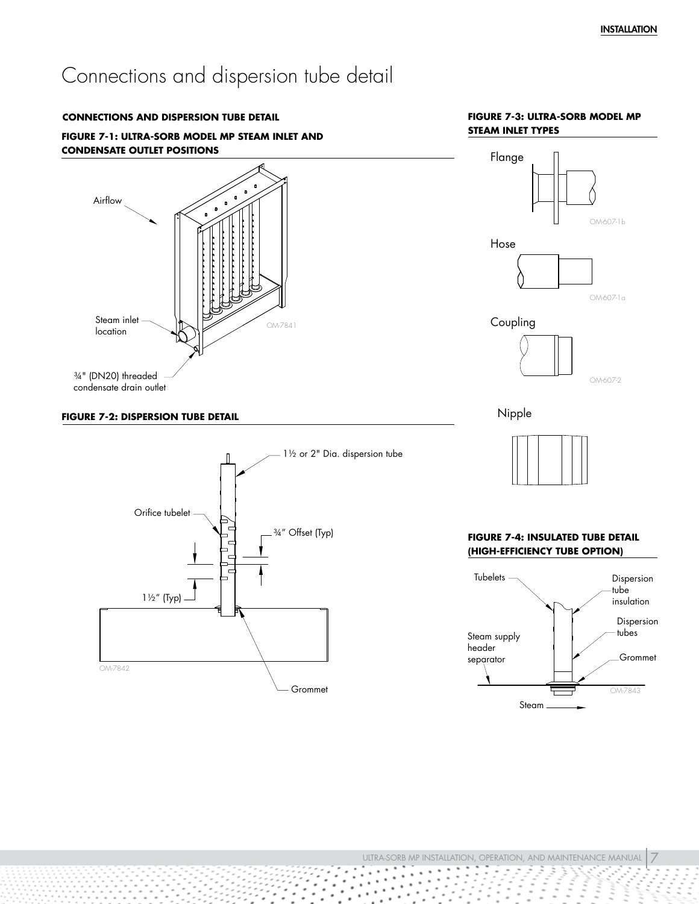# Connections and dispersion tube detail

**CONNECTIONS AND DISPERSION TUBE DETAIL**

**FIGURE 7-1: ULTRA-SORB MODEL MP STEAM INLET AND CONDENSATE OUTLET POSITIONS**

Airflow

Steam inlet location

¾" (DN20) threaded condensate drain outlet

OM-7841

**FIGURE 7-2: DISPERSION TUBE DETAIL**

1½ or 2" Dia. dispersion tube

Orifice tubelet

¾" Offset (Typ)

1½" (Typ)

Grommet

OM-7842

**FIGURE 7-3: ULTRA-SORB MODEL MP STEAM INLET TYPES**

Flange

OM-607-1b

Hose

OM-607-1a

Coupling

OM-607-2

Nipple

**FIGURE 7-4: INSULATED TUBE DETAIL (HIGH-EFFICIENCY TUBE OPTION)**

Tubelets

Dispersion tube insulation

Dispersion tubes

Steam supply header separator

Grommet

Steam

OM-7843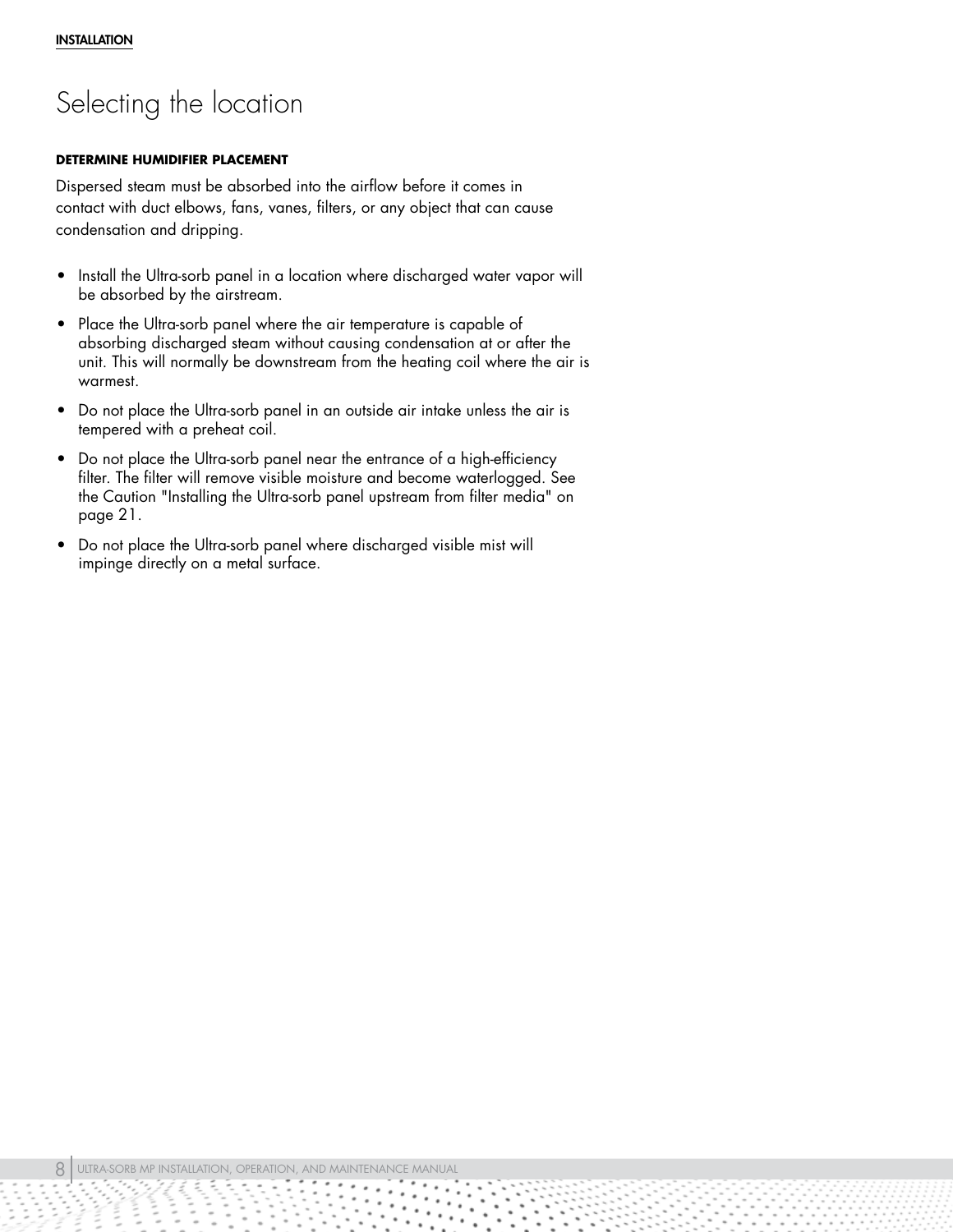# Selecting the location

### DETERMINE HUMIDIFIER PLACEMENT

Dispersed steam must be absorbed into the airflow before it comes in contact with duct elbows, fans, vanes, filters, or any object that can cause condensation and dripping.

- Install the Ultra-sorb panel in a location where discharged water vapor will be absorbed by the airstream.
- Place the Ultra-sorb panel where the air temperature is capable of absorbing discharged steam without causing condensation at or after the unit. This will normally be downstream from the heating coil where the air is warmest.
- Do not place the Ultra-sorb panel in an outside air intake unless the air is tempered with a preheat coil.
- Do not place the Ultra-sorb panel near the entrance of a high-efficiency filter. The filter will remove visible moisture and become waterlogged. See the Caution "Installing the Ultra-sorb panel upstream from filter media" on page 21.
- Do not place the Ultra-sorb panel where discharged visible mist will impinge directly on a metal surface.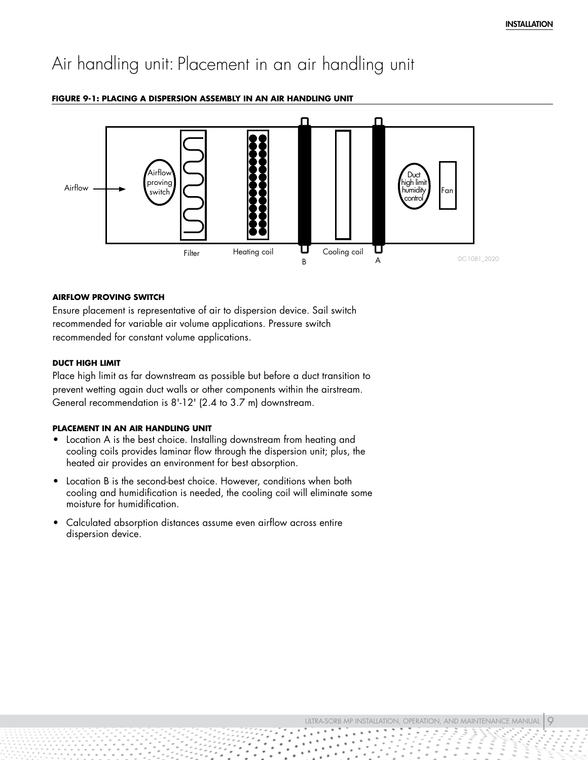# Air handling unit: Placement in an air handling unit

**FIGURE 9-1: PLACING A DISPERSION ASSEMBLY IN AN AIR HANDLING UNIT**

#### AIRFLOW PROVING SWITCH

Ensure placement is representative of air to dispersion device. Sail switch recommended for variable air volume applications. Pressure switch recommended for constant volume applications.

#### DUCT HIGH LIMIT

Place high limit as far downstream as possible but before a duct transition to prevent wetting again duct walls or other components within the airstream. General recommendation is 8'-12' (2.4 to 3.7 m) downstream.

#### PLACEMENT IN AN AIR HANDLING UNIT

- Location A is the best choice. Installing downstream from heating and cooling coils provides laminar flow through the dispersion unit; plus, the heated air provides an environment for best absorption.
- Location B is the second-best choice. However, conditions when both cooling and humidification is needed, the cooling coil will eliminate some moisture for humidification.
- Calculated absorption distances assume even airflow across entire dispersion device.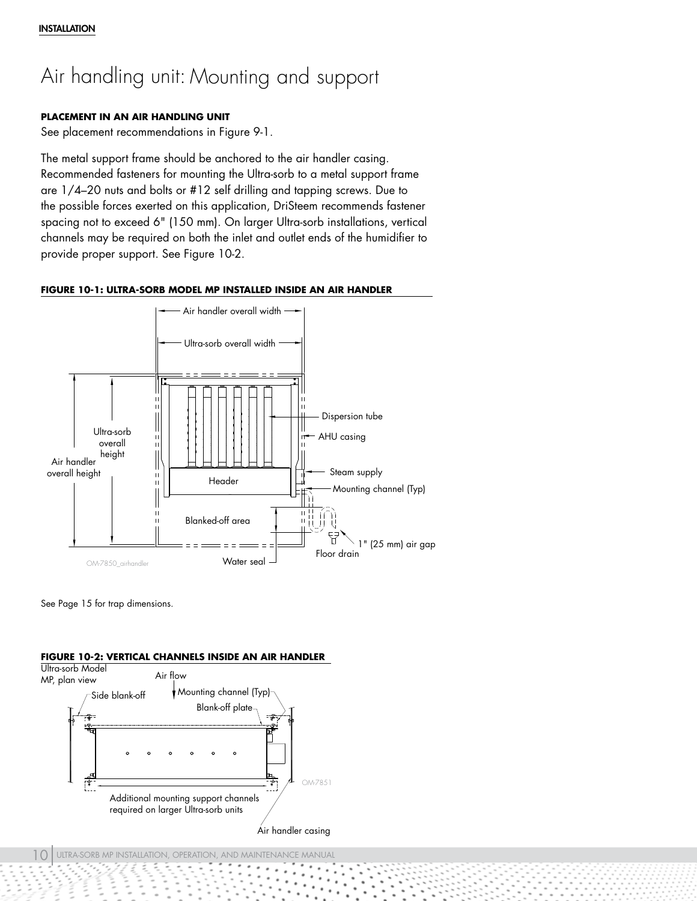# Air handling unit: Mounting and support

**PLACEMENT IN AN AIR HANDLING UNIT**

See placement recommendations in Figure 9-1.

The metal support frame should be anchored to the air handler casing. Recommended fasteners for mounting the Ultra-sorb to a metal support frame are 1/4–20 nuts and bolts or #12 self drilling and tapping screws. Due to the possible forces exerted on this application, DriSteem recommends fastener spacing not to exceed 6" (150 mm). On larger Ultra-sorb installations, vertical channels may be required on both the inlet and outlet ends of the humidifier to provide proper support. See Figure 10-2.

**FIGURE 10-1: ULTRA-SORB MODEL MP INSTALLED INSIDE AN AIR HANDLER**

Air handler overall width
Ultra-sorb overall width
Dispersion tube
AHU casing
Ultra-sorb overall height
Air handler overall height
Steam supply
Header
Mounting channel (Typ)
Blanked-off area
1" (25 mm) air gap
Floor drain
Water seal
OM-7850_airhandler

See Page 15 for trap dimensions.

**FIGURE 10-2: VERTICAL CHANNELS INSIDE AN AIR HANDLER**

Ultra-sorb Model MP, plan view
Air flow
Side blank-off
Mounting channel (Typ)
Blank-off plate
OM-7851
Additional mounting support channels required on larger Ultra-sorb units
Air handler casing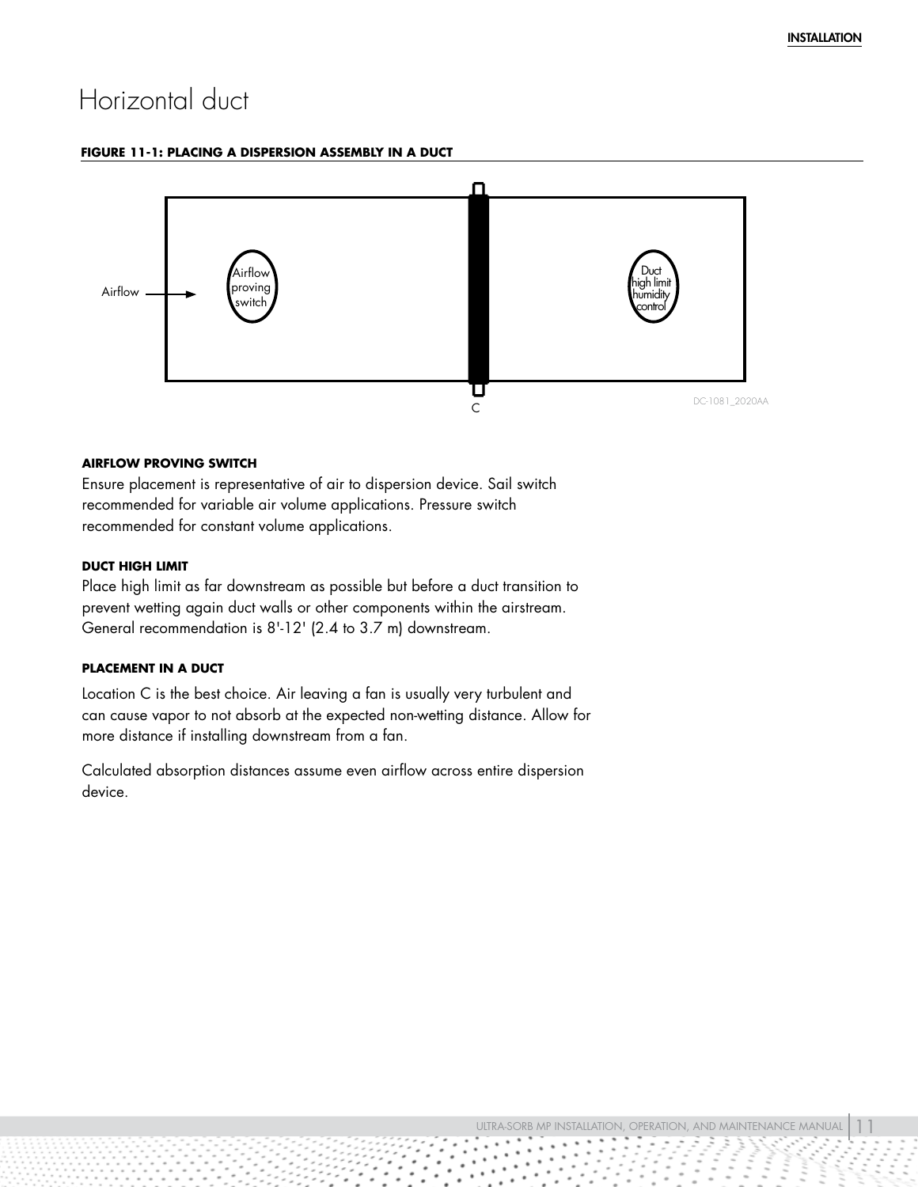# Horizontal duct

**FIGURE 11-1: PLACING A DISPERSION ASSEMBLY IN A DUCT**

Airflow

Airflow proving switch

Duct high limit humidity control

C

DC-1081_2020AA

**AIRFLOW PROVING SWITCH**

Ensure placement is representative of air to dispersion device. Sail switch recommended for variable air volume applications. Pressure switch recommended for constant volume applications.

**DUCT HIGH LIMIT**

Place high limit as far downstream as possible but before a duct transition to prevent wetting again duct walls or other components within the airstream. General recommendation is 8'-12' (2.4 to 3.7 m) downstream.

**PLACEMENT IN A DUCT**

Location C is the best choice. Air leaving a fan is usually very turbulent and can cause vapor to not absorb at the expected non-wetting distance. Allow for more distance if installing downstream from a fan.

Calculated absorption distances assume even airflow across entire dispersion device.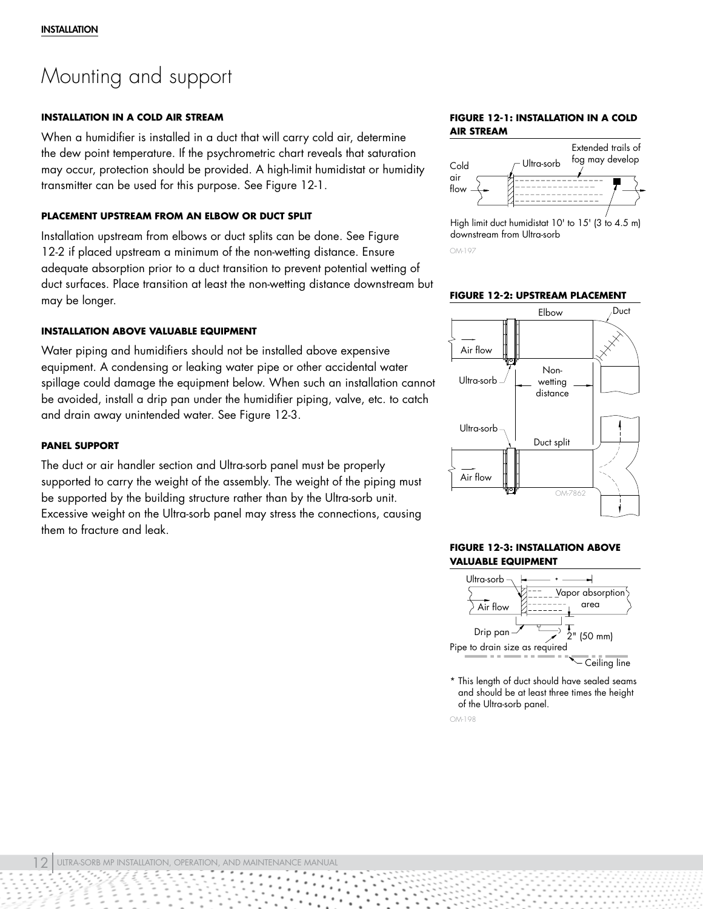# Mounting and support

### INSTALLATION IN A COLD AIR STREAM

When a humidifier is installed in a duct that will carry cold air, determine the dew point temperature. If the psychrometric chart reveals that saturation may occur, protection should be provided. A high-limit humidistat or humidity transmitter can be used for this purpose. See Figure 12-1.

### PLACEMENT UPSTREAM FROM AN ELBOW OR DUCT SPLIT

Installation upstream from elbows or duct splits can be done. See Figure 12-2 if placed upstream a minimum of the non-wetting distance. Ensure adequate absorption prior to a duct transition to prevent potential wetting of duct surfaces. Place transition at least the non-wetting distance downstream but may be longer.

### INSTALLATION ABOVE VALUABLE EQUIPMENT

Water piping and humidifiers should not be installed above expensive equipment. A condensing or leaking water pipe or other accidental water spillage could damage the equipment below. When such an installation cannot be avoided, install a drip pan under the humidifier piping, valve, etc. to catch and drain away unintended water. See Figure 12-3.

### PANEL SUPPORT

The duct or air handler section and Ultra-sorb panel must be properly supported to carry the weight of the assembly. The weight of the piping must be supported by the building structure rather than by the Ultra-sorb unit. Excessive weight on the Ultra-sorb panel may stress the connections, causing them to fracture and leak.

**FIGURE 12-1: INSTALLATION IN A COLD AIR STREAM**

Cold air flow — Ultra-sorb — Extended trails of fog may develop

High limit duct humidistat 10' to 15' (3 to 4.5 m) downstream from Ultra-sorb

OM-197

**FIGURE 12-2: UPSTREAM PLACEMENT**

Elbow — Duct — Air flow — Ultra-sorb — Non-wetting distance — Ultra-sorb — Duct split — Air flow

OM-7862

**FIGURE 12-3: INSTALLATION ABOVE VALUABLE EQUIPMENT**

Ultra-sorb — * — Vapor absorption area — Air flow — Drip pan — 2" (50 mm) — Pipe to drain size as required — Ceiling line

\* This length of duct should have sealed seams and should be at least three times the height of the Ultra-sorb panel.

OM-198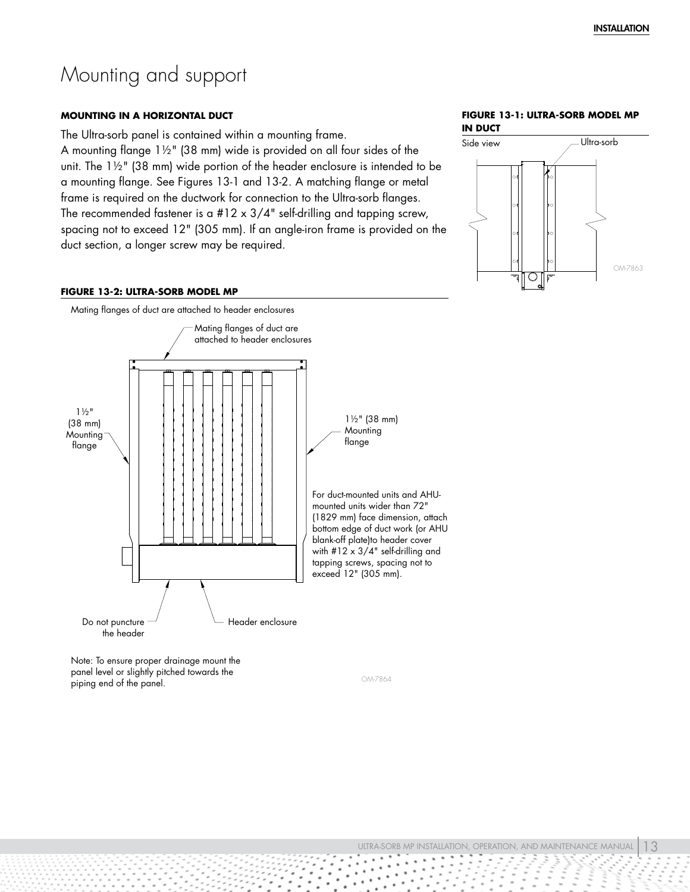# Mounting and support

### MOUNTING IN A HORIZONTAL DUCT

The Ultra-sorb panel is contained within a mounting frame. A mounting flange 1½" (38 mm) wide is provided on all four sides of the unit. The 1½" (38 mm) wide portion of the header enclosure is intended to be a mounting flange. See Figures 13-1 and 13-2. A matching flange or metal frame is required on the ductwork for connection to the Ultra-sorb flanges. The recommended fastener is a #12 x 3/4" self-drilling and tapping screw, spacing not to exceed 12" (305 mm). If an angle-iron frame is provided on the duct section, a longer screw may be required.

**FIGURE 13-1: ULTRA-SORB MODEL MP IN DUCT**

Side view

Ultra-sorb

OM-7863

**FIGURE 13-2: ULTRA-SORB MODEL MP**

Mating flanges of duct are attached to header enclosures

Mating flanges of duct are attached to header enclosures

1½" (38 mm) Mounting flange

1½" (38 mm) Mounting flange

For duct-mounted units and AHU-mounted units wider than 72" (1829 mm) face dimension, attach bottom edge of duct work (or AHU blank-off plate)to header cover with #12 x 3/4" self-drilling and tapping screws, spacing not to exceed 12" (305 mm).

Do not puncture the header

Header enclosure

Note: To ensure proper drainage mount the panel level or slightly pitched towards the piping end of the panel.

OM-7864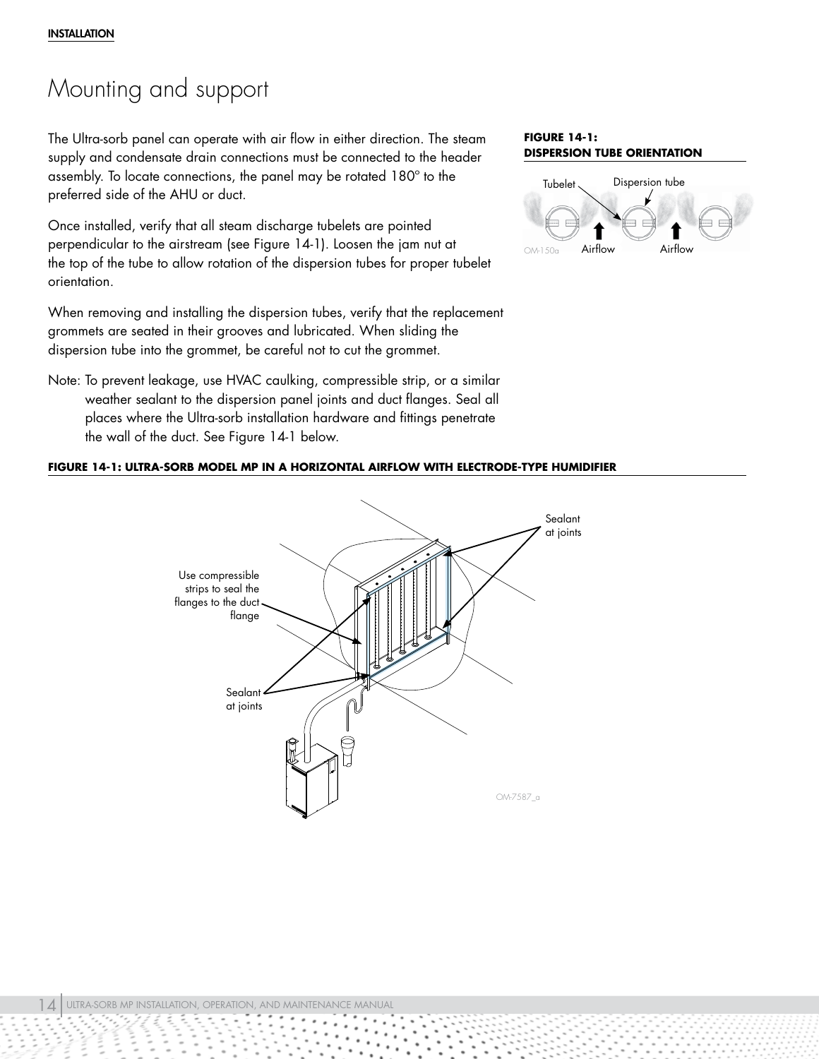## Mounting and support

The Ultra-sorb panel can operate with air flow in either direction. The steam supply and condensate drain connections must be connected to the header assembly. To locate connections, the panel may be rotated 180° to the preferred side of the AHU or duct.

Once installed, verify that all steam discharge tubelets are pointed perpendicular to the airstream (see Figure 14-1). Loosen the jam nut at the top of the tube to allow rotation of the dispersion tubes for proper tubelet orientation.

When removing and installing the dispersion tubes, verify that the replacement grommets are seated in their grooves and lubricated. When sliding the dispersion tube into the grommet, be careful not to cut the grommet.

Note: To prevent leakage, use HVAC caulking, compressible strip, or a similar weather sealant to the dispersion panel joints and duct flanges. Seal all places where the Ultra-sorb installation hardware and fittings penetrate the wall of the duct. See Figure 14-1 below.

**FIGURE 14-1: DISPERSION TUBE ORIENTATION**

Tubelet, Dispersion tube, Airflow, Airflow

OM-150a

**FIGURE 14-1: ULTRA-SORB MODEL MP IN A HORIZONTAL AIRFLOW WITH ELECTRODE-TYPE HUMIDIFIER**

Sealant at joints

Use compressible strips to seal the flanges to the duct flange

Sealant at joints

OM-7587_a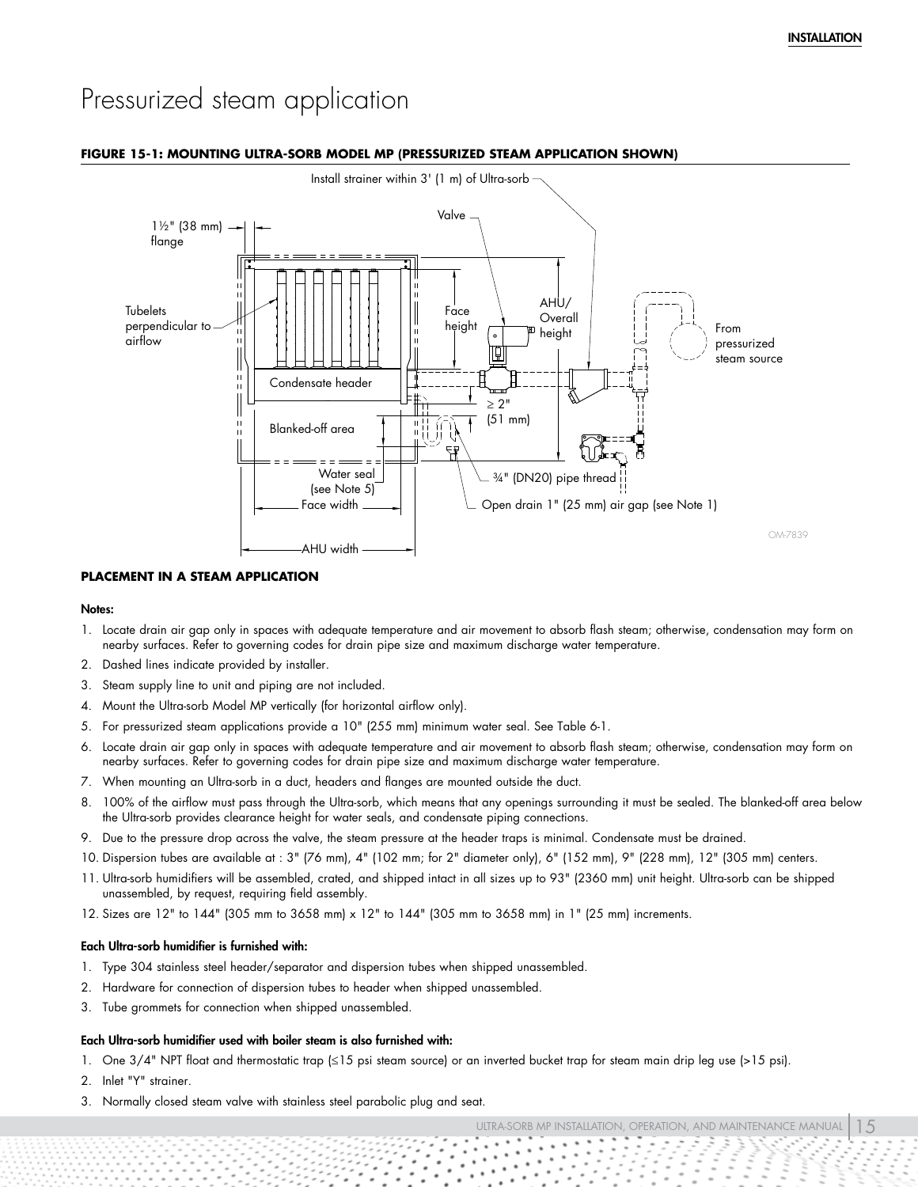# Pressurized steam application

**FIGURE 15-1: MOUNTING ULTRA-SORB MODEL MP (PRESSURIZED STEAM APPLICATION SHOWN)**

Install strainer within 3' (1 m) of Ultra-sorb

Valve

1½" (38 mm) flange

Tubelets perpendicular to airflow

Face height

AHU/ Overall height

From pressurized steam source

Condensate header

≥ 2" (51 mm)

Blanked-off area

Water seal (see Note 5)

¾" (DN20) pipe thread

Face width

Open drain 1" (25 mm) air gap (see Note 1)

AHU width

OM-7839

**PLACEMENT IN A STEAM APPLICATION**

**Notes:**

1. Locate drain air gap only in spaces with adequate temperature and air movement to absorb flash steam; otherwise, condensation may form on nearby surfaces. Refer to governing codes for drain pipe size and maximum discharge water temperature.
2. Dashed lines indicate provided by installer.
3. Steam supply line to unit and piping are not included.
4. Mount the Ultra-sorb Model MP vertically (for horizontal airflow only).
5. For pressurized steam applications provide a 10" (255 mm) minimum water seal. See Table 6-1.
6. Locate drain air gap only in spaces with adequate temperature and air movement to absorb flash steam; otherwise, condensation may form on nearby surfaces. Refer to governing codes for drain pipe size and maximum discharge water temperature.
7. When mounting an Ultra-sorb in a duct, headers and flanges are mounted outside the duct.
8. 100% of the airflow must pass through the Ultra-sorb, which means that any openings surrounding it must be sealed. The blanked-off area below the Ultra-sorb provides clearance height for water seals, and condensate piping connections.
9. Due to the pressure drop across the valve, the steam pressure at the header traps is minimal. Condensate must be drained.
10. Dispersion tubes are available at : 3" (76 mm), 4" (102 mm; for 2" diameter only), 6" (152 mm), 9" (228 mm), 12" (305 mm) centers.
11. Ultra-sorb humidifiers will be assembled, crated, and shipped intact in all sizes up to 93" (2360 mm) unit height. Ultra-sorb can be shipped unassembled, by request, requiring field assembly.
12. Sizes are 12" to 144" (305 mm to 3658 mm) x 12" to 144" (305 mm to 3658 mm) in 1" (25 mm) increments.

**Each Ultra-sorb humidifier is furnished with:**

1. Type 304 stainless steel header/separator and dispersion tubes when shipped unassembled.
2. Hardware for connection of dispersion tubes to header when shipped unassembled.
3. Tube grommets for connection when shipped unassembled.

**Each Ultra-sorb humidifier used with boiler steam is also furnished with:**

1. One 3/4" NPT float and thermostatic trap (≤15 psi steam source) or an inverted bucket trap for steam main drip leg use (>15 psi).
2. Inlet "Y" strainer.
3. Normally closed steam valve with stainless steel parabolic plug and seat.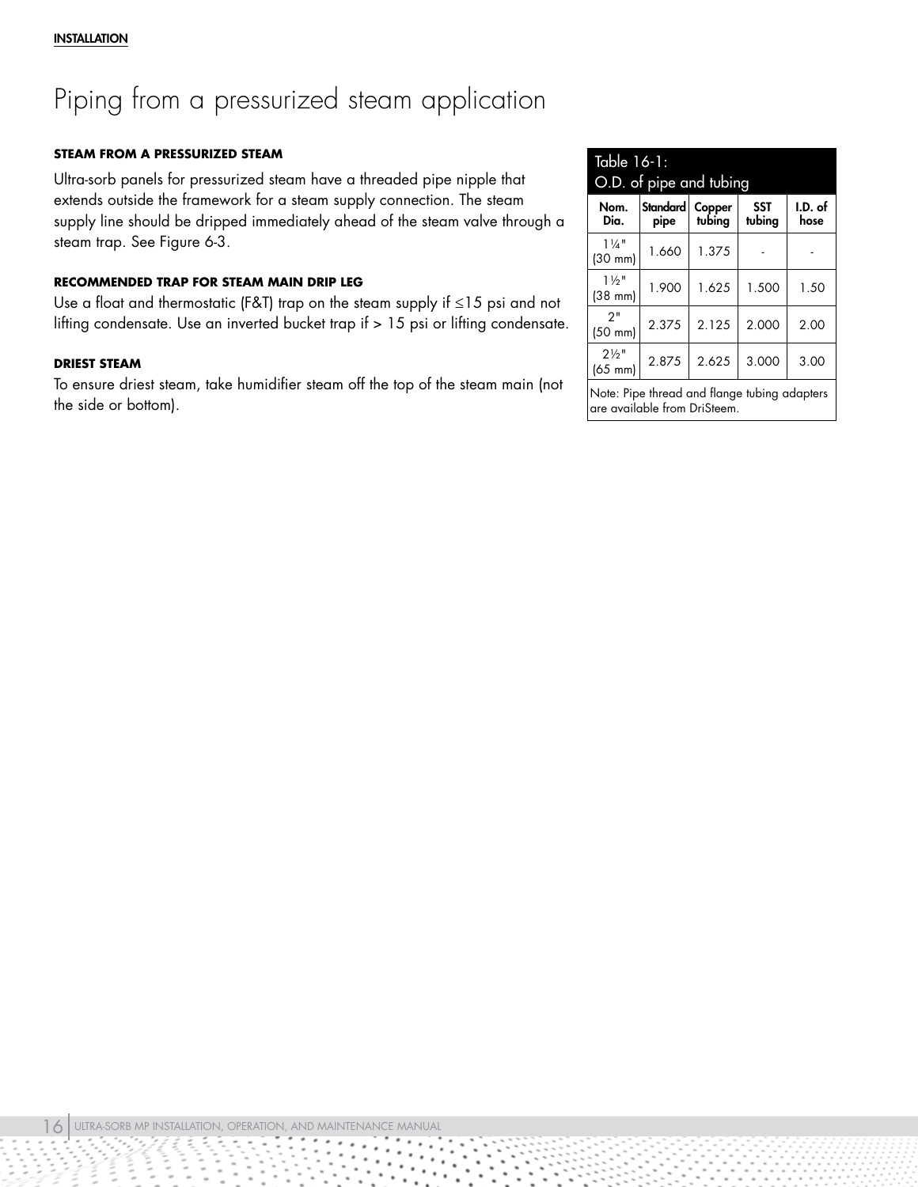# Piping from a pressurized steam application

### STEAM FROM A PRESSURIZED STEAM

Ultra-sorb panels for pressurized steam have a threaded pipe nipple that extends outside the framework for a steam supply connection. The steam supply line should be dripped immediately ahead of the steam valve through a steam trap. See Figure 6-3.

### RECOMMENDED TRAP FOR STEAM MAIN DRIP LEG

Use a float and thermostatic (F&T) trap on the steam supply if ≤15 psi and not lifting condensate. Use an inverted bucket trap if > 15 psi or lifting condensate.

### DRIEST STEAM

To ensure driest steam, take humidifier steam off the top of the steam main (not the side or bottom).

**Table 16-1: O.D. of pipe and tubing**

| Nom. Dia. | Standard pipe | Copper tubing | SST tubing | I.D. of hose |
|---|---|---|---|---|
| 1¼" (30 mm) | 1.660 | 1.375 | - | - |
| 1½" (38 mm) | 1.900 | 1.625 | 1.500 | 1.50 |
| 2" (50 mm) | 2.375 | 2.125 | 2.000 | 2.00 |
| 2½" (65 mm) | 2.875 | 2.625 | 3.000 | 3.00 |

Note: Pipe thread and flange tubing adapters are available from DriSteem.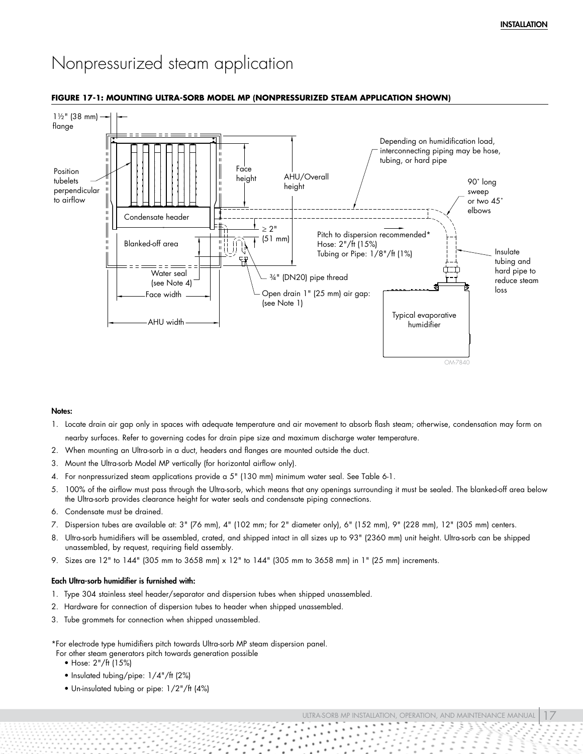# Nonpressurized steam application

**FIGURE 17-1: MOUNTING ULTRA-SORB MODEL MP (NONPRESSURIZED STEAM APPLICATION SHOWN)**

**Notes:**

1. Locate drain air gap only in spaces with adequate temperature and air movement to absorb flash steam; otherwise, condensation may form on nearby surfaces. Refer to governing codes for drain pipe size and maximum discharge water temperature.
2. When mounting an Ultra-sorb in a duct, headers and flanges are mounted outside the duct.
3. Mount the Ultra-sorb Model MP vertically (for horizontal airflow only).
4. For nonpressurized steam applications provide a 5" (130 mm) minimum water seal. See Table 6-1.
5. 100% of the airflow must pass through the Ultra-sorb, which means that any openings surrounding it must be sealed. The blanked-off area below the Ultra-sorb provides clearance height for water seals and condensate piping connections.
6. Condensate must be drained.
7. Dispersion tubes are available at: 3" (76 mm), 4" (102 mm; for 2" diameter only), 6" (152 mm), 9" (228 mm), 12" (305 mm) centers.
8. Ultra-sorb humidifiers will be assembled, crated, and shipped intact in all sizes up to 93" (2360 mm) unit height. Ultra-sorb can be shipped unassembled, by request, requiring field assembly.
9. Sizes are 12" to 144" (305 mm to 3658 mm) x 12" to 144" (305 mm to 3658 mm) in 1" (25 mm) increments.

**Each Ultra-sorb humidifier is furnished with:**

1. Type 304 stainless steel header/separator and dispersion tubes when shipped unassembled.
2. Hardware for connection of dispersion tubes to header when shipped unassembled.
3. Tube grommets for connection when shipped unassembled.

*For electrode type humidifiers pitch towards Ultra-sorb MP steam dispersion panel.
For other steam generators pitch towards generation possible

- Hose: 2"/ft (15%)
- Insulated tubing/pipe: 1/4"/ft (2%)
- Un-insulated tubing or pipe: 1/2"/ft (4%)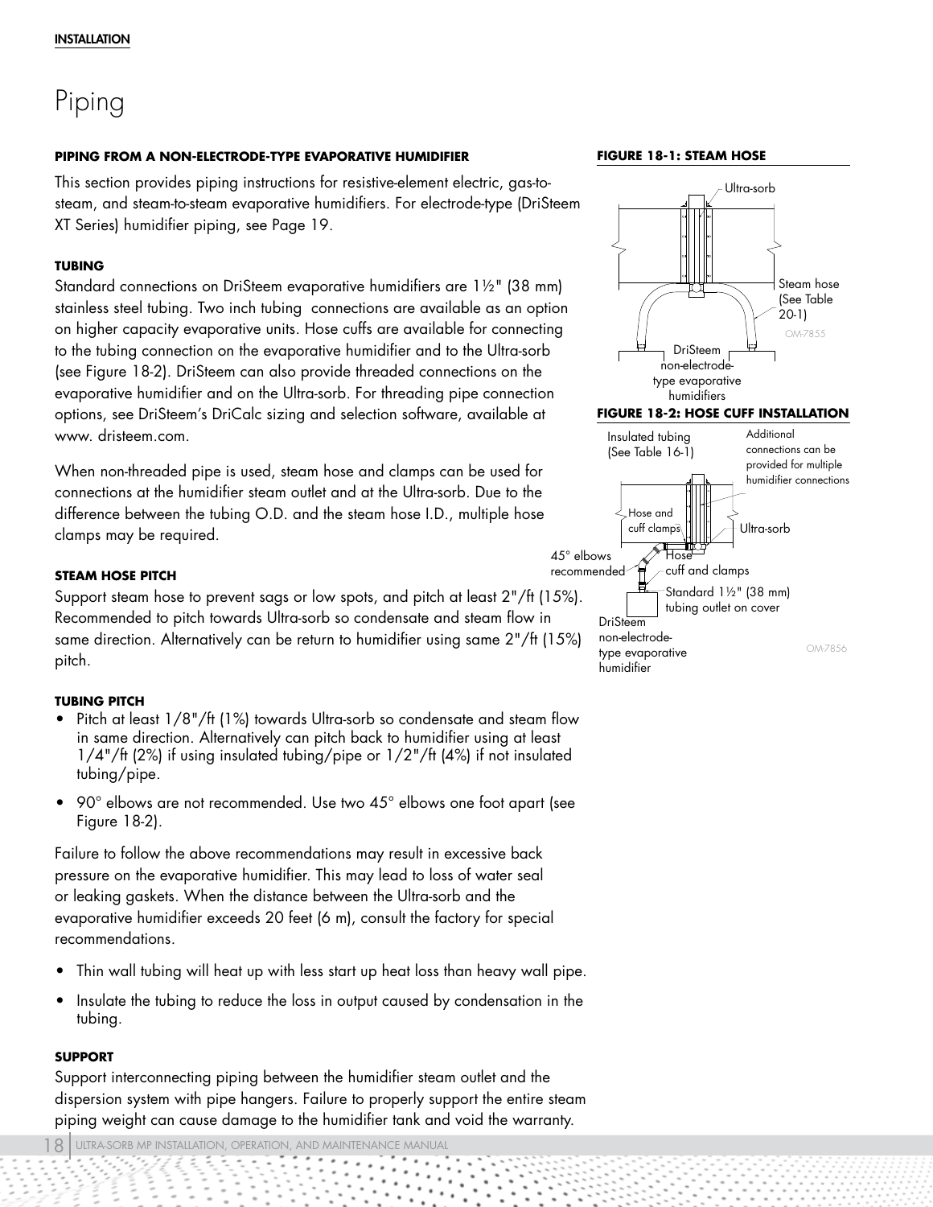# Piping

**PIPING FROM A NON-ELECTRODE-TYPE EVAPORATIVE HUMIDIFIER**

This section provides piping instructions for resistive-element electric, gas-to-steam, and steam-to-steam evaporative humidifiers. For electrode-type (DriSteem XT Series) humidifier piping, see Page 19.

**TUBING**

Standard connections on DriSteem evaporative humidifiers are 1½" (38 mm) stainless steel tubing. Two inch tubing connections are available as an option on higher capacity evaporative units. Hose cuffs are available for connecting to the tubing connection on the evaporative humidifier and to the Ultra-sorb (see Figure 18-2). DriSteem can also provide threaded connections on the evaporative humidifier and on the Ultra-sorb. For threading pipe connection options, see DriSteem's DriCalc sizing and selection software, available at www. dristeem.com.

When non-threaded pipe is used, steam hose and clamps can be used for connections at the humidifier steam outlet and at the Ultra-sorb. Due to the difference between the tubing O.D. and the steam hose I.D., multiple hose clamps may be required.

**STEAM HOSE PITCH**

Support steam hose to prevent sags or low spots, and pitch at least 2"/ft (15%). Recommended to pitch towards Ultra-sorb so condensate and steam flow in same direction. Alternatively can be return to humidifier using same 2"/ft (15%) pitch.

**TUBING PITCH**

- Pitch at least 1/8"/ft (1%) towards Ultra-sorb so condensate and steam flow in same direction. Alternatively can pitch back to humidifier using at least 1/4"/ft (2%) if using insulated tubing/pipe or 1/2"/ft (4%) if not insulated tubing/pipe.
- 90° elbows are not recommended. Use two 45° elbows one foot apart (see Figure 18-2).

Failure to follow the above recommendations may result in excessive back pressure on the evaporative humidifier. This may lead to loss of water seal or leaking gaskets. When the distance between the Ultra-sorb and the evaporative humidifier exceeds 20 feet (6 m), consult the factory for special recommendations.

- Thin wall tubing will heat up with less start up heat loss than heavy wall pipe.
- Insulate the tubing to reduce the loss in output caused by condensation in the tubing.

**SUPPORT**

Support interconnecting piping between the humidifier steam outlet and the dispersion system with pipe hangers. Failure to properly support the entire steam piping weight can cause damage to the humidifier tank and void the warranty.

**FIGURE 18-1: STEAM HOSE**

Ultra-sorb

Steam hose (See Table 20-1)

DriSteem non-electrode-type evaporative humidifiers

OM-7855

**FIGURE 18-2: HOSE CUFF INSTALLATION**

Insulated tubing (See Table 16-1)

Additional connections can be provided for multiple humidifier connections

Hose and cuff clamps

Ultra-sorb

45° elbows recommended

Hose cuff and clamps

Standard 1½" (38 mm) tubing outlet on cover

DriSteem non-electrode-type evaporative humidifier

OM-7856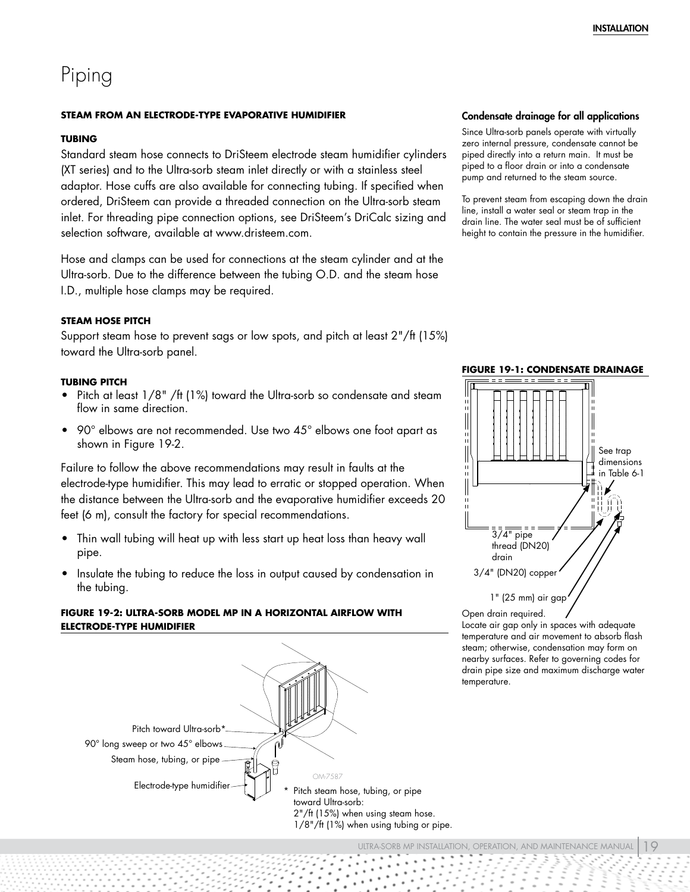# Piping

**STEAM FROM AN ELECTRODE-TYPE EVAPORATIVE HUMIDIFIER**

**TUBING**

Standard steam hose connects to DriSteem electrode steam humidifier cylinders (XT series) and to the Ultra-sorb steam inlet directly or with a stainless steel adaptor. Hose cuffs are also available for connecting tubing. If specified when ordered, DriSteem can provide a threaded connection on the Ultra-sorb steam inlet. For threading pipe connection options, see DriSteem's DriCalc sizing and selection software, available at www.dristeem.com.

Hose and clamps can be used for connections at the steam cylinder and at the Ultra-sorb. Due to the difference between the tubing O.D. and the steam hose I.D., multiple hose clamps may be required.

**STEAM HOSE PITCH**

Support steam hose to prevent sags or low spots, and pitch at least 2"/ft (15%) toward the Ultra-sorb panel.

**TUBING PITCH**

- Pitch at least 1/8" /ft (1%) toward the Ultra-sorb so condensate and steam flow in same direction.
- 90° elbows are not recommended. Use two 45° elbows one foot apart as shown in Figure 19-2.

Failure to follow the above recommendations may result in faults at the electrode-type humidifier. This may lead to erratic or stopped operation. When the distance between the Ultra-sorb and the evaporative humidifier exceeds 20 feet (6 m), consult the factory for special recommendations.

- Thin wall tubing will heat up with less start up heat loss than heavy wall pipe.
- Insulate the tubing to reduce the loss in output caused by condensation in the tubing.

**FIGURE 19-2: ULTRA-SORB MODEL MP IN A HORIZONTAL AIRFLOW WITH ELECTRODE-TYPE HUMIDIFIER**

Pitch toward Ultra-sorb*

90° long sweep or two 45° elbows

Steam hose, tubing, or pipe

Electrode-type humidifier

OM-7587

\* Pitch steam hose, tubing, or pipe toward Ultra-sorb:
2"/ft (15%) when using steam hose.
1/8"/ft (1%) when using tubing or pipe.

### Condensate drainage for all applications

Since Ultra-sorb panels operate with virtually zero internal pressure, condensate cannot be piped directly into a return main. It must be piped to a floor drain or into a condensate pump and returned to the steam source.

To prevent steam from escaping down the drain line, install a water seal or steam trap in the drain line. The water seal must be of sufficient height to contain the pressure in the humidifier.

**FIGURE 19-1: CONDENSATE DRAINAGE**

See trap dimensions in Table 6-1

3/4" pipe thread (DN20) drain

3/4" (DN20) copper

1" (25 mm) air gap

Open drain required.
Locate air gap only in spaces with adequate temperature and air movement to absorb flash steam; otherwise, condensation may form on nearby surfaces. Refer to governing codes for drain pipe size and maximum discharge water temperature.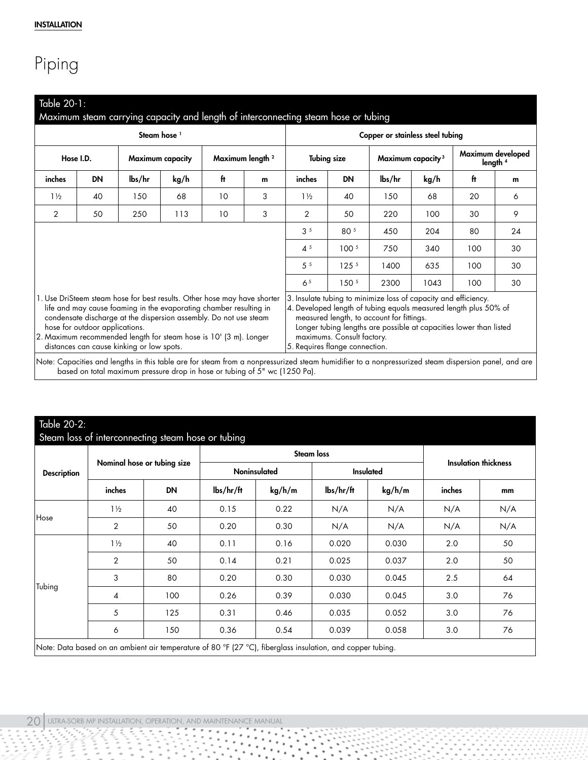**INSTALLATION**

# Piping

Table 20-1:
Maximum steam carrying capacity and length of interconnecting steam hose or tubing

| Steam hose [1] | | | | | | Copper or stainless steel tubing | | | | | |
|---|---|---|---|---|---|---|---|---|---|---|---|
| Hose I.D. | | Maximum capacity | | Maximum length [2] | | Tubing size | | Maximum capacity [3] | | Maximum developed length [4] | |
| inches | DN | lbs/hr | kg/h | ft | m | inches | DN | lbs/hr | kg/h | ft | m |
| 1½ | 40 | 150 | 68 | 10 | 3 | 1½ | 40 | 150 | 68 | 20 | 6 |
| 2 | 50 | 250 | 113 | 10 | 3 | 2 | 50 | 220 | 100 | 30 | 9 |
| | | | | | | 3 [5] | 80 [5] | 450 | 204 | 80 | 24 |
| | | | | | | 4 [5] | 100 [5] | 750 | 340 | 100 | 30 |
| | | | | | | 5 [5] | 125 [5] | 1400 | 635 | 100 | 30 |
| | | | | | | 6 [5] | 150 [5] | 2300 | 1043 | 100 | 30 |

1. Use DriSteem steam hose for best results. Other hose may have shorter life and may cause foaming in the evaporating chamber resulting in condensate discharge at the dispersion assembly. Do not use steam hose for outdoor applications.
2. Maximum recommended length for steam hose is 10' (3 m). Longer distances can cause kinking or low spots.
3. Insulate tubing to minimize loss of capacity and efficiency.
4. Developed length of tubing equals measured length plus 50% of measured length, to account for fittings. Longer tubing lengths are possible at capacities lower than listed maximums. Consult factory.
5. Requires flange connection.

Note: Capacities and lengths in this table are for steam from a nonpressurized steam humidifier to a nonpressurized steam dispersion panel, and are based on total maximum pressure drop in hose or tubing of 5" wc (1250 Pa).

Table 20-2:
Steam loss of interconnecting steam hose or tubing

| Description | Nominal hose or tubing size | | Steam loss | | | | Insulation thickness | |
|---|---|---|---|---|---|---|---|---|
| | | | Noninsulated | | Insulated | | | |
| | inches | DN | lbs/hr/ft | kg/h/m | lbs/hr/ft | kg/h/m | inches | mm |
| Hose | 1½ | 40 | 0.15 | 0.22 | N/A | N/A | N/A | N/A |
| | 2 | 50 | 0.20 | 0.30 | N/A | N/A | N/A | N/A |
| Tubing | 1½ | 40 | 0.11 | 0.16 | 0.020 | 0.030 | 2.0 | 50 |
| | 2 | 50 | 0.14 | 0.21 | 0.025 | 0.037 | 2.0 | 50 |
| | 3 | 80 | 0.20 | 0.30 | 0.030 | 0.045 | 2.5 | 64 |
| | 4 | 100 | 0.26 | 0.39 | 0.030 | 0.045 | 3.0 | 76 |
| | 5 | 125 | 0.31 | 0.46 | 0.035 | 0.052 | 3.0 | 76 |
| | 6 | 150 | 0.36 | 0.54 | 0.039 | 0.058 | 3.0 | 76 |

Note: Data based on an ambient air temperature of 80 °F (27 °C), fiberglass insulation, and copper tubing.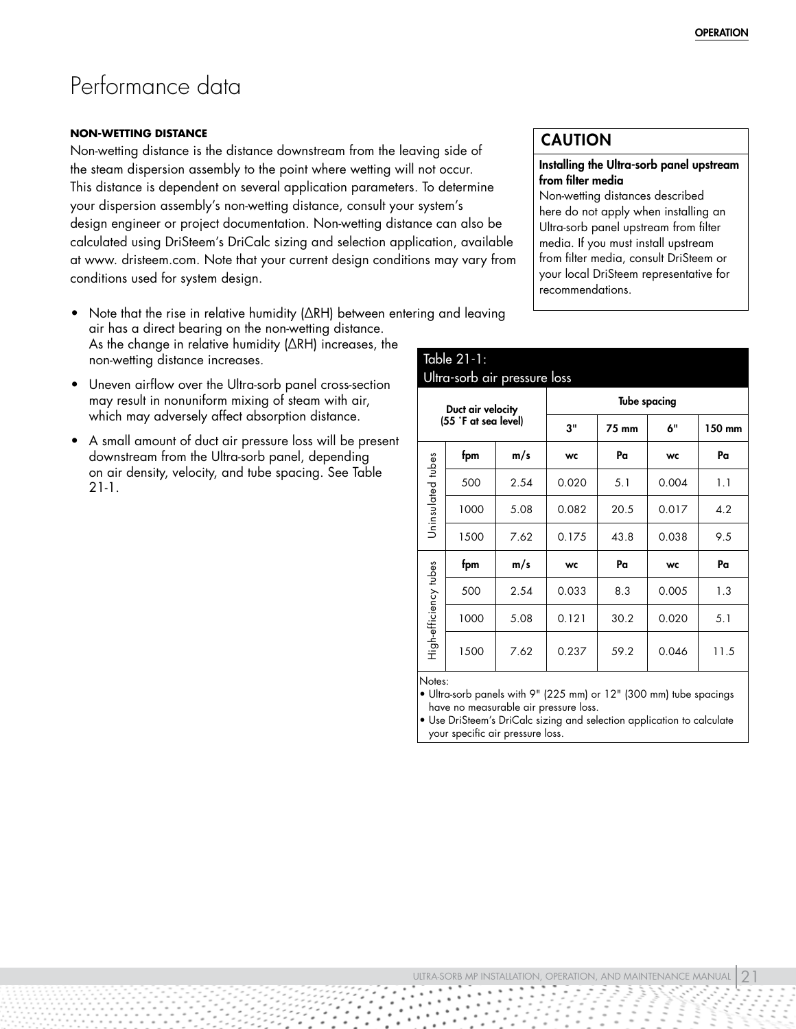# Performance data

**NON-WETTING DISTANCE**

Non-wetting distance is the distance downstream from the leaving side of the steam dispersion assembly to the point where wetting will not occur. This distance is dependent on several application parameters. To determine your dispersion assembly's non-wetting distance, consult your system's design engineer or project documentation. Non-wetting distance can also be calculated using DriSteem's DriCalc sizing and selection application, available at www. dristeem.com. Note that your current design conditions may vary from conditions used for system design.

- Note that the rise in relative humidity (ΔRH) between entering and leaving air has a direct bearing on the non-wetting distance. As the change in relative humidity (ΔRH) increases, the non-wetting distance increases.
- Uneven airflow over the Ultra-sorb panel cross-section may result in nonuniform mixing of steam with air, which may adversely affect absorption distance.
- A small amount of duct air pressure loss will be present downstream from the Ultra-sorb panel, depending on air density, velocity, and tube spacing. See Table 21-1.

## CAUTION

**Installing the Ultra-sorb panel upstream from filter media**

Non-wetting distances described here do not apply when installing an Ultra-sorb panel upstream from filter media. If you must install upstream from filter media, consult DriSteem or your local DriSteem representative for recommendations.

Table 21-1:
Ultra-sorb air pressure loss

| | Duct air velocity (55 °F at sea level) | | Tube spacing | | | |
|---|---|---|---|---|---|---|
| | | | **3"** | **75 mm** | **6"** | **150 mm** |
| Uninsulated tubes | **fpm** | **m/s** | **wc** | **Pa** | **wc** | **Pa** |
| | 500 | 2.54 | 0.020 | 5.1 | 0.004 | 1.1 |
| | 1000 | 5.08 | 0.082 | 20.5 | 0.017 | 4.2 |
| | 1500 | 7.62 | 0.175 | 43.8 | 0.038 | 9.5 |
| High-efficiency tubes | **fpm** | **m/s** | **wc** | **Pa** | **wc** | **Pa** |
| | 500 | 2.54 | 0.033 | 8.3 | 0.005 | 1.3 |
| | 1000 | 5.08 | 0.121 | 30.2 | 0.020 | 5.1 |
| | 1500 | 7.62 | 0.237 | 59.2 | 0.046 | 11.5 |

Notes:
- Ultra-sorb panels with 9" (225 mm) or 12" (300 mm) tube spacings have no measurable air pressure loss.
- Use DriSteem's DriCalc sizing and selection application to calculate your specific air pressure loss.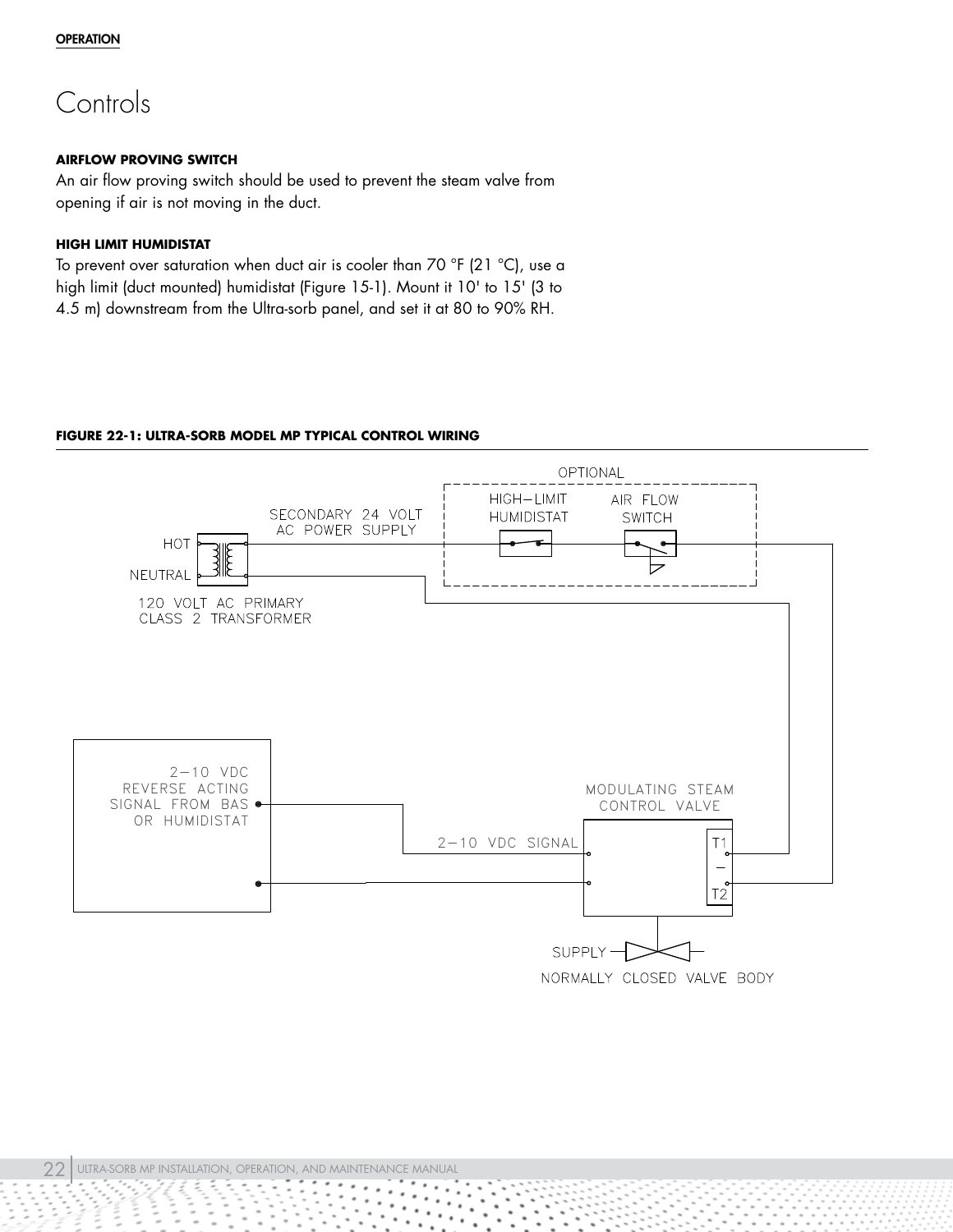# Controls

**AIRFLOW PROVING SWITCH**

An air flow proving switch should be used to prevent the steam valve from opening if air is not moving in the duct.

**HIGH LIMIT HUMIDISTAT**

To prevent over saturation when duct air is cooler than 70 °F (21 °C), use a high limit (duct mounted) humidistat (Figure 15-1). Mount it 10' to 15' (3 to 4.5 m) downstream from the Ultra-sorb panel, and set it at 80 to 90% RH.

**FIGURE 22-1: ULTRA-SORB MODEL MP TYPICAL CONTROL WIRING**

OPTIONAL

HIGH—LIMIT HUMIDISTAT

AIR FLOW SWITCH

SECONDARY 24 VOLT AC POWER SUPPLY

HOT

NEUTRAL

120 VOLT AC PRIMARY CLASS 2 TRANSFORMER

2—10 VDC REVERSE ACTING SIGNAL FROM BAS OR HUMIDISTAT

MODULATING STEAM CONTROL VALVE

2—10 VDC SIGNAL

T1

T2

SUPPLY

NORMALLY CLOSED VALVE BODY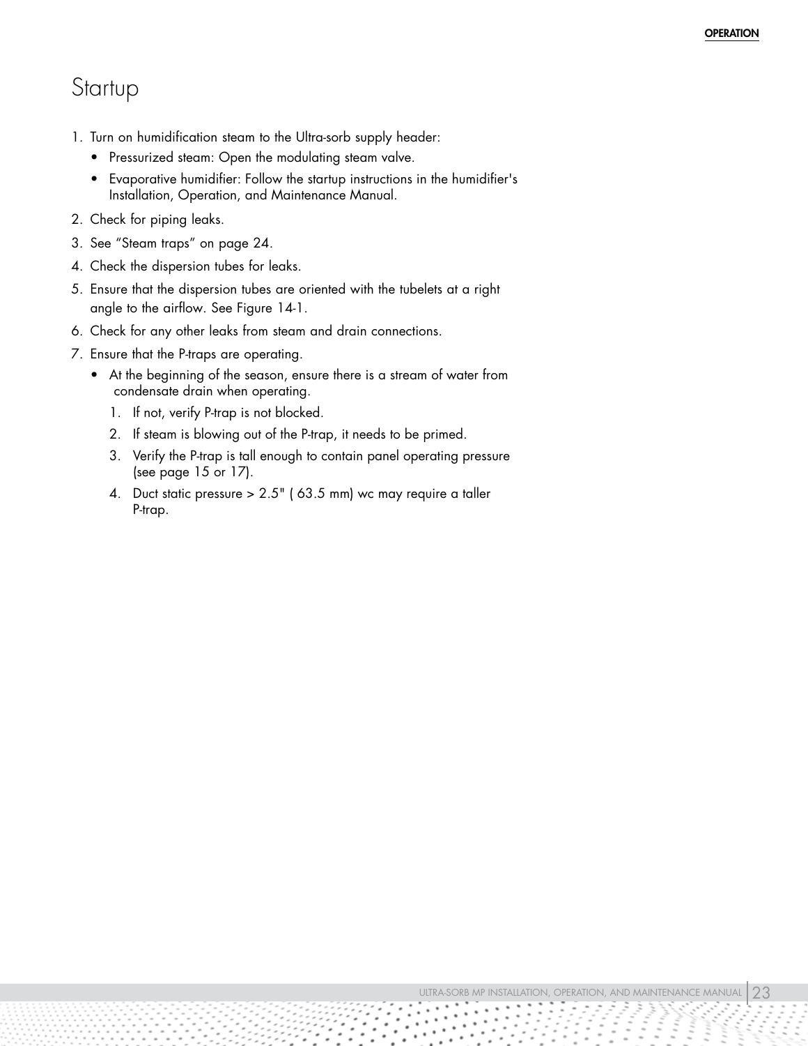# Startup

1. Turn on humidification steam to the Ultra-sorb supply header:
   - Pressurized steam: Open the modulating steam valve.
   - Evaporative humidifier: Follow the startup instructions in the humidifier's Installation, Operation, and Maintenance Manual.
2. Check for piping leaks.
3. See “Steam traps” on page 24.
4. Check the dispersion tubes for leaks.
5. Ensure that the dispersion tubes are oriented with the tubelets at a right angle to the airflow. See Figure 14-1.
6. Check for any other leaks from steam and drain connections.
7. Ensure that the P-traps are operating.
   - At the beginning of the season, ensure there is a stream of water from condensate drain when operating.
     1. If not, verify P-trap is not blocked.
     2. If steam is blowing out of the P-trap, it needs to be primed.
     3. Verify the P-trap is tall enough to contain panel operating pressure (see page 15 or 17).
     4. Duct static pressure > 2.5" ( 63.5 mm) wc may require a taller P-trap.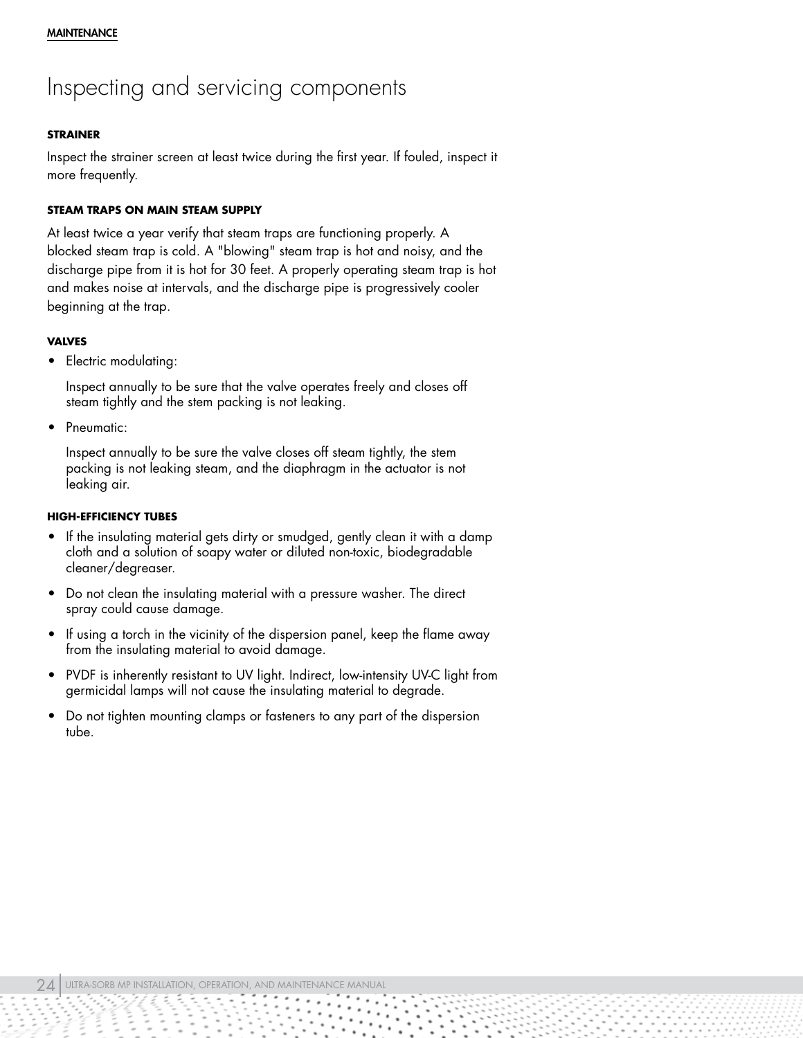# Inspecting and servicing components

### STRAINER

Inspect the strainer screen at least twice during the first year. If fouled, inspect it more frequently.

### STEAM TRAPS ON MAIN STEAM SUPPLY

At least twice a year verify that steam traps are functioning properly. A blocked steam trap is cold. A "blowing" steam trap is hot and noisy, and the discharge pipe from it is hot for 30 feet. A properly operating steam trap is hot and makes noise at intervals, and the discharge pipe is progressively cooler beginning at the trap.

### VALVES

- Electric modulating:

  Inspect annually to be sure that the valve operates freely and closes off steam tightly and the stem packing is not leaking.

- Pneumatic:

  Inspect annually to be sure the valve closes off steam tightly, the stem packing is not leaking steam, and the diaphragm in the actuator is not leaking air.

### HIGH-EFFICIENCY TUBES

- If the insulating material gets dirty or smudged, gently clean it with a damp cloth and a solution of soapy water or diluted non-toxic, biodegradable cleaner/degreaser.
- Do not clean the insulating material with a pressure washer. The direct spray could cause damage.
- If using a torch in the vicinity of the dispersion panel, keep the flame away from the insulating material to avoid damage.
- PVDF is inherently resistant to UV light. Indirect, low-intensity UV-C light from germicidal lamps will not cause the insulating material to degrade.
- Do not tighten mounting clamps or fasteners to any part of the dispersion tube.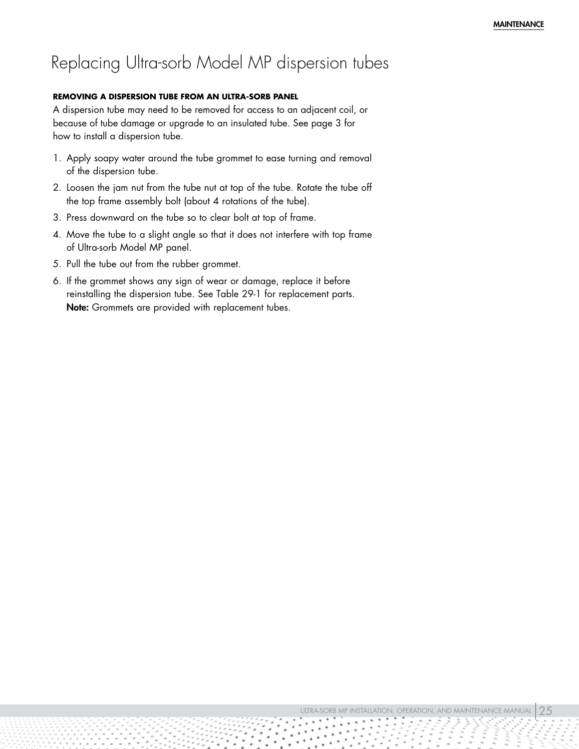# Replacing Ultra-sorb Model MP dispersion tubes

**REMOVING A DISPERSION TUBE FROM AN ULTRA-SORB PANEL**

A dispersion tube may need to be removed for access to an adjacent coil, or because of tube damage or upgrade to an insulated tube. See page 3 for how to install a dispersion tube.

1. Apply soapy water around the tube grommet to ease turning and removal of the dispersion tube.
2. Loosen the jam nut from the tube nut at top of the tube. Rotate the tube off the top frame assembly bolt (about 4 rotations of the tube).
3. Press downward on the tube so to clear bolt at top of frame.
4. Move the tube to a slight angle so that it does not interfere with top frame of Ultra-sorb Model MP panel.
5. Pull the tube out from the rubber grommet.
6. If the grommet shows any sign of wear or damage, replace it before reinstalling the dispersion tube. See Table 29-1 for replacement parts.
   **Note:** Grommets are provided with replacement tubes.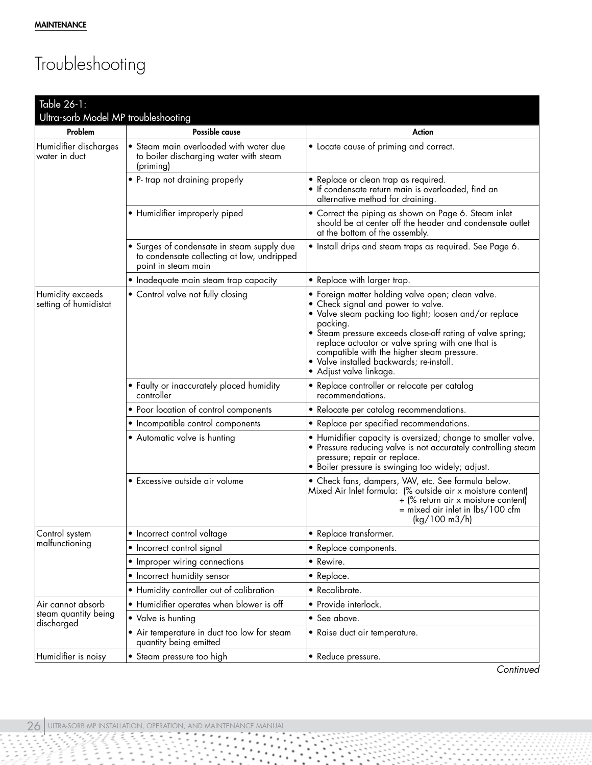**MAINTENANCE**

# Troubleshooting

Table 26-1:
Ultra-sorb Model MP troubleshooting

| Problem | Possible cause | Action |
|---|---|---|
| Humidifier discharges water in duct | • Steam main overloaded with water due to boiler discharging water with steam (priming) | • Locate cause of priming and correct. |
| | • P- trap not draining properly | • Replace or clean trap as required.<br>• If condensate return main is overloaded, find an alternative method for draining. |
| | • Humidifier improperly piped | • Correct the piping as shown on Page 6. Steam inlet should be at center off the header and condensate outlet at the bottom of the assembly. |
| | • Surges of condensate in steam supply due to condensate collecting at low, undripped point in steam main | • Install drips and steam traps as required. See Page 6. |
| | • Inadequate main steam trap capacity | • Replace with larger trap. |
| Humidity exceeds setting of humidistat | • Control valve not fully closing | • Foreign matter holding valve open; clean valve.<br>• Check signal and power to valve.<br>• Valve steam packing too tight; loosen and/or replace packing.<br>• Steam pressure exceeds close-off rating of valve spring; replace actuator or valve spring with one that is compatible with the higher steam pressure.<br>• Valve installed backwards; re-install.<br>• Adjust valve linkage. |
| | • Faulty or inaccurately placed humidity controller | • Replace controller or relocate per catalog recommendations. |
| | • Poor location of control components | • Relocate per catalog recommendations. |
| | • Incompatible control components | • Replace per specified recommendations. |
| | • Automatic valve is hunting | • Humidifier capacity is oversized; change to smaller valve.<br>• Pressure reducing valve is not accurately controlling steam pressure; repair or replace.<br>• Boiler pressure is swinging too widely; adjust. |
| | • Excessive outside air volume | • Check fans, dampers, VAV, etc. See formula below.<br>Mixed Air Inlet formula: (% outside air x moisture content) + (% return air x moisture content) = mixed air inlet in lbs/100 cfm (kg/100 m3/h) |
| Control system malfunctioning | • Incorrect control voltage | • Replace transformer. |
| | • Incorrect control signal | • Replace components. |
| | • Improper wiring connections | • Rewire. |
| | • Incorrect humidity sensor | • Replace. |
| | • Humidity controller out of calibration | • Recalibrate. |
| Air cannot absorb steam quantity being discharged | • Humidifier operates when blower is off | • Provide interlock. |
| | • Valve is hunting | • See above. |
| | • Air temperature in duct too low for steam quantity being emitted | • Raise duct air temperature. |
| Humidifier is noisy | • Steam pressure too high | • Reduce pressure. |

*Continued*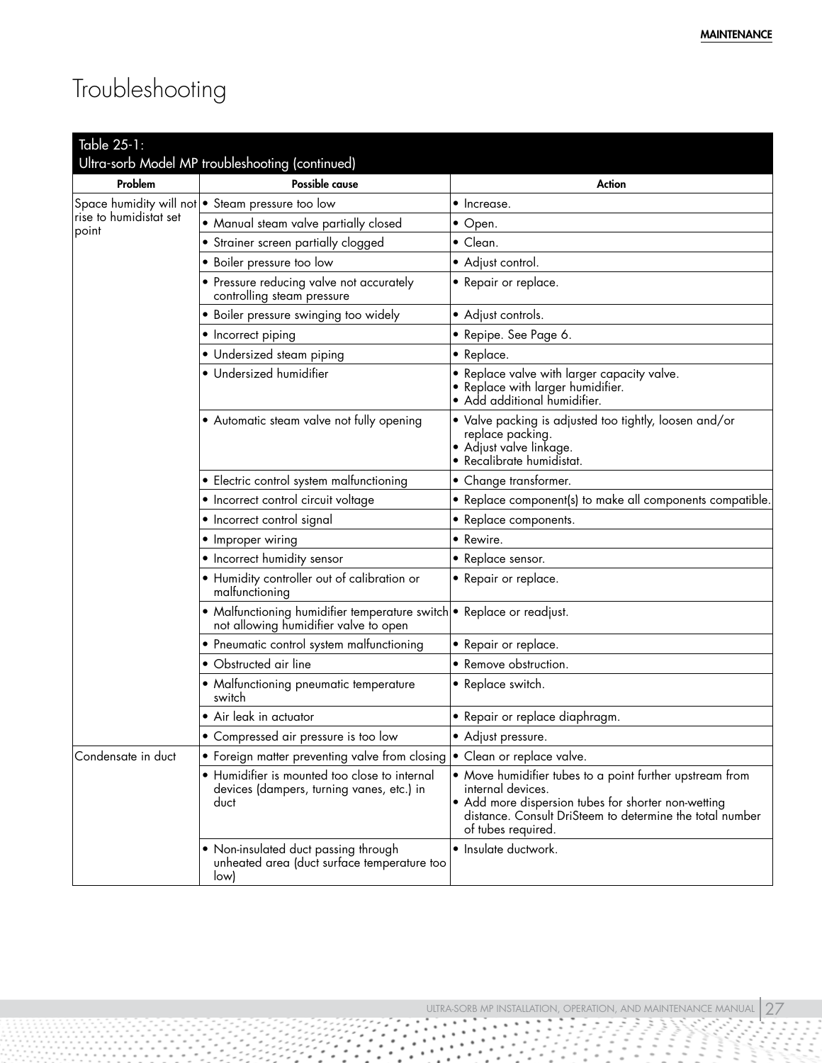# Troubleshooting

Table 25-1:
Ultra-sorb Model MP troubleshooting (continued)

| Problem | Possible cause | Action |
|---|---|---|
| Space humidity will not rise to humidistat set point | • Steam pressure too low | • Increase. |
| | • Manual steam valve partially closed | • Open. |
| | • Strainer screen partially clogged | • Clean. |
| | • Boiler pressure too low | • Adjust control. |
| | • Pressure reducing valve not accurately controlling steam pressure | • Repair or replace. |
| | • Boiler pressure swinging too widely | • Adjust controls. |
| | • Incorrect piping | • Repipe. See Page 6. |
| | • Undersized steam piping | • Replace. |
| | • Undersized humidifier | • Replace valve with larger capacity valve.<br>• Replace with larger humidifier.<br>• Add additional humidifier. |
| | • Automatic steam valve not fully opening | • Valve packing is adjusted too tightly, loosen and/or replace packing.<br>• Adjust valve linkage.<br>• Recalibrate humidistat. |
| | • Electric control system malfunctioning | • Change transformer. |
| | • Incorrect control circuit voltage | • Replace component(s) to make all components compatible. |
| | • Incorrect control signal | • Replace components. |
| | • Improper wiring | • Rewire. |
| | • Incorrect humidity sensor | • Replace sensor. |
| | • Humidity controller out of calibration or malfunctioning | • Repair or replace. |
| | • Malfunctioning humidifier temperature switch not allowing humidifier valve to open | • Replace or readjust. |
| | • Pneumatic control system malfunctioning | • Repair or replace. |
| | • Obstructed air line | • Remove obstruction. |
| | • Malfunctioning pneumatic temperature switch | • Replace switch. |
| | • Air leak in actuator | • Repair or replace diaphragm. |
| | • Compressed air pressure is too low | • Adjust pressure. |
| Condensate in duct | • Foreign matter preventing valve from closing | • Clean or replace valve. |
| | • Humidifier is mounted too close to internal devices (dampers, turning vanes, etc.) in duct | • Move humidifier tubes to a point further upstream from internal devices.<br>• Add more dispersion tubes for shorter non-wetting distance. Consult DriSteem to determine the total number of tubes required. |
| | • Non-insulated duct passing through unheated area (duct surface temperature too low) | • Insulate ductwork. |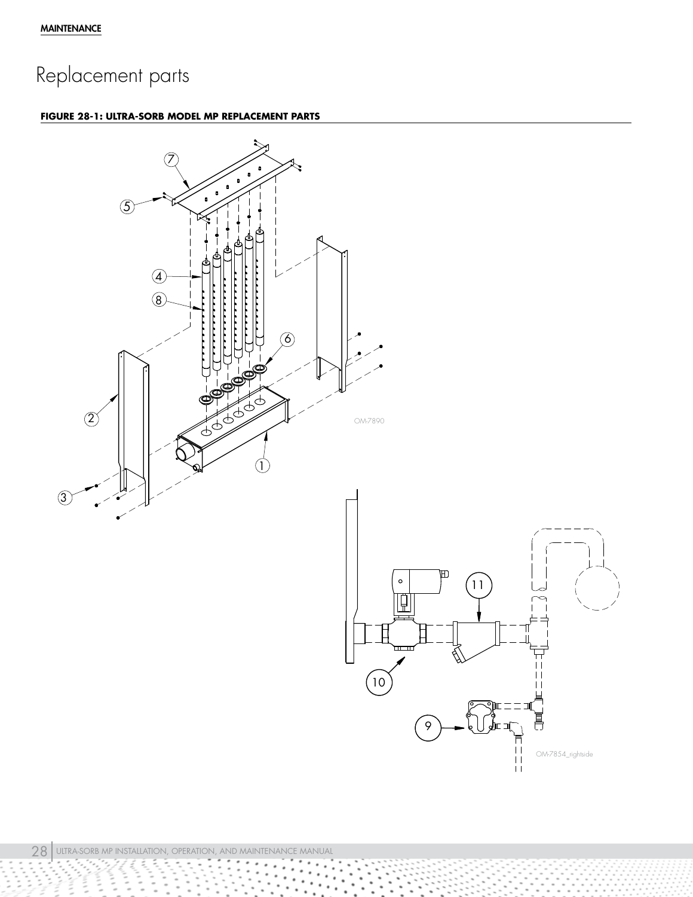# Replacement parts

**FIGURE 28-1: ULTRA-SORB MODEL MP REPLACEMENT PARTS**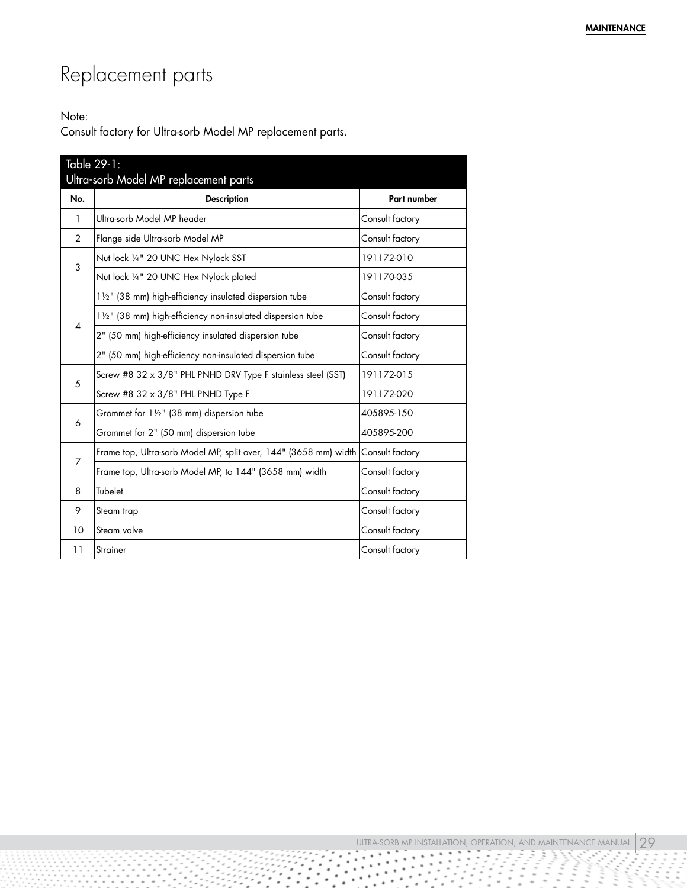# Replacement parts

Note:
Consult factory for Ultra-sorb Model MP replacement parts.

Table 29-1:
Ultra-sorb Model MP replacement parts

| No. | Description | Part number |
|---|---|---|
| 1 | Ultra-sorb Model MP header | Consult factory |
| 2 | Flange side Ultra-sorb Model MP | Consult factory |
| 3 | Nut lock ¼" 20 UNC Hex Nylock SST | 191172-010 |
| | Nut lock ¼" 20 UNC Hex Nylock plated | 191170-035 |
| 4 | 1½" (38 mm) high-efficiency insulated dispersion tube | Consult factory |
| | 1½" (38 mm) high-efficiency non-insulated dispersion tube | Consult factory |
| | 2" (50 mm) high-efficiency insulated dispersion tube | Consult factory |
| | 2" (50 mm) high-efficiency non-insulated dispersion tube | Consult factory |
| 5 | Screw #8 32 x 3/8" PHL PNHD DRV Type F stainless steel (SST) | 191172-015 |
| | Screw #8 32 x 3/8" PHL PNHD Type F | 191172-020 |
| 6 | Grommet for 1½" (38 mm) dispersion tube | 405895-150 |
| | Grommet for 2" (50 mm) dispersion tube | 405895-200 |
| 7 | Frame top, Ultra-sorb Model MP, split over, 144" (3658 mm) width | Consult factory |
| | Frame top, Ultra-sorb Model MP, to 144" (3658 mm) width | Consult factory |
| 8 | Tubelet | Consult factory |
| 9 | Steam trap | Consult factory |
| 10 | Steam valve | Consult factory |
| 11 | Strainer | Consult factory |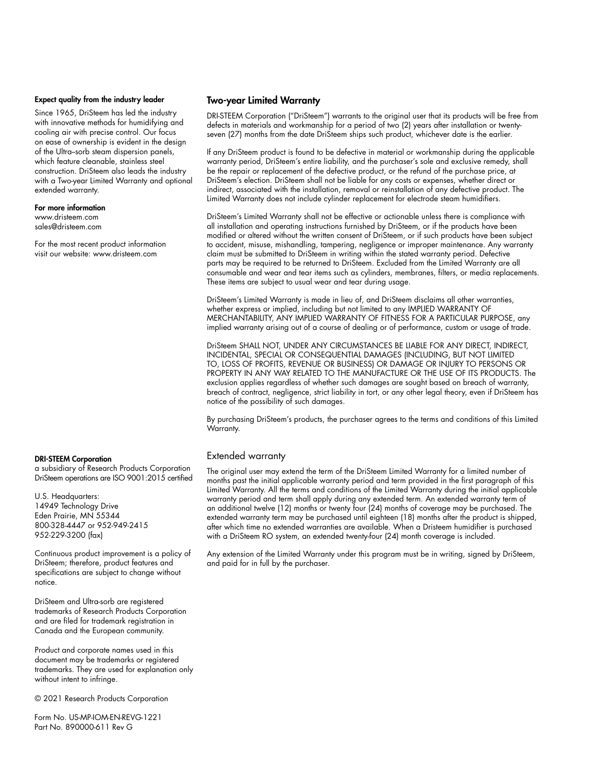**Expect quality from the industry leader**

Since 1965, DriSteem has led the industry with innovative methods for humidifying and cooling air with precise control. Our focus on ease of ownership is evident in the design of the Ultra–sorb steam dispersion panels, which feature cleanable, stainless steel construction. DriSteem also leads the industry with a Two-year Limited Warranty and optional extended warranty.

**For more information**

www.dristeem.com
sales@dristeem.com

For the most recent product information visit our website: www.dristeem.com

**DRI-STEEM Corporation**

a subsidiary of Research Products Corporation
DriSteem operations are ISO 9001:2015 certified

U.S. Headquarters:
14949 Technology Drive
Eden Prairie, MN 55344
800-328-4447 or 952-949-2415
952-229-3200 (fax)

Continuous product improvement is a policy of DriSteem; therefore, product features and specifications are subject to change without notice.

DriSteem and Ultra-sorb are registered trademarks of Research Products Corporation and are filed for trademark registration in Canada and the European community.

Product and corporate names used in this document may be trademarks or registered trademarks. They are used for explanation only without intent to infringe.

© 2021 Research Products Corporation

Form No. US-MP-IOM-EN-REVG-1221
Part No. 890000-611 Rev G

## Two-year Limited Warranty

DRI-STEEM Corporation ("DriSteem") warrants to the original user that its products will be free from defects in materials and workmanship for a period of two (2) years after installation or twenty-seven (27) months from the date DriSteem ships such product, whichever date is the earlier.

If any DriSteem product is found to be defective in material or workmanship during the applicable warranty period, DriSteem's entire liability, and the purchaser's sole and exclusive remedy, shall be the repair or replacement of the defective product, or the refund of the purchase price, at DriSteem's election. DriSteem shall not be liable for any costs or expenses, whether direct or indirect, associated with the installation, removal or reinstallation of any defective product. The Limited Warranty does not include cylinder replacement for electrode steam humidifiers.

DriSteem's Limited Warranty shall not be effective or actionable unless there is compliance with all installation and operating instructions furnished by DriSteem, or if the products have been modified or altered without the written consent of DriSteem, or if such products have been subject to accident, misuse, mishandling, tampering, negligence or improper maintenance. Any warranty claim must be submitted to DriSteem in writing within the stated warranty period. Defective parts may be required to be returned to DriSteem. Excluded from the Limited Warranty are all consumable and wear and tear items such as cylinders, membranes, filters, or media replacements. These items are subject to usual wear and tear during usage.

DriSteem's Limited Warranty is made in lieu of, and DriSteem disclaims all other warranties, whether express or implied, including but not limited to any IMPLIED WARRANTY OF MERCHANTABILITY, ANY IMPLIED WARRANTY OF FITNESS FOR A PARTICULAR PURPOSE, any implied warranty arising out of a course of dealing or of performance, custom or usage of trade.

DriSteem SHALL NOT, UNDER ANY CIRCUMSTANCES BE LIABLE FOR ANY DIRECT, INDIRECT, INCIDENTAL, SPECIAL OR CONSEQUENTIAL DAMAGES (INCLUDING, BUT NOT LIMITED TO, LOSS OF PROFITS, REVENUE OR BUSINESS) OR DAMAGE OR INJURY TO PERSONS OR PROPERTY IN ANY WAY RELATED TO THE MANUFACTURE OR THE USE OF ITS PRODUCTS. The exclusion applies regardless of whether such damages are sought based on breach of warranty, breach of contract, negligence, strict liability in tort, or any other legal theory, even if DriSteem has notice of the possibility of such damages.

By purchasing DriSteem's products, the purchaser agrees to the terms and conditions of this Limited Warranty.

### Extended warranty

The original user may extend the term of the DriSteem Limited Warranty for a limited number of months past the initial applicable warranty period and term provided in the first paragraph of this Limited Warranty. All the terms and conditions of the Limited Warranty during the initial applicable warranty period and term shall apply during any extended term. An extended warranty term of an additional twelve (12) months or twenty four (24) months of coverage may be purchased. The extended warranty term may be purchased until eighteen (18) months after the product is shipped, after which time no extended warranties are available. When a Dristeem humidifier is purchased with a DriSteem RO system, an extended twenty-four (24) month coverage is included.

Any extension of the Limited Warranty under this program must be in writing, signed by DriSteem, and paid for in full by the purchaser.